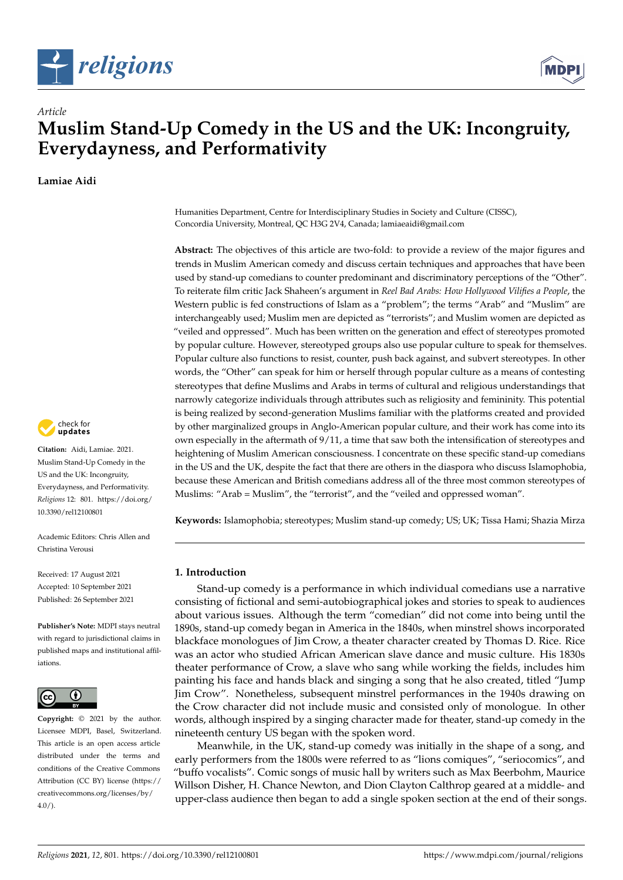*Article*

# Muslim Stand-Up Comedy in the US and the UK: Incongruity, Everydayness, and Performativity

**Lamiae Aidi**

Humanities Department, Centre for Interdisciplinary Studies in Society and Culture (CISSC), Concordia University, Montreal, QC H3G 2V4, Canada; lamiaeaidi@gmail.com

**Abstract:** The objectives of this article are two-fold: to provide a review of the major figures and trends in Muslim American comedy and discuss certain techniques and approaches that have been used by stand-up comedians to counter predominant and discriminatory perceptions of the "Other". To reiterate film critic Jack Shaheen's argument in *Reel Bad Arabs: How Hollywood Vilifies a People*, the Western public is fed constructions of Islam as a "problem"; the terms "Arab" and "Muslim" are interchangeably used; Muslim men are depicted as "terrorists"; and Muslim women are depicted as "veiled and oppressed". Much has been written on the generation and effect of stereotypes promoted by popular culture. However, stereotyped groups also use popular culture to speak for themselves. Popular culture also functions to resist, counter, push back against, and subvert stereotypes. In other words, the "Other" can speak for him or herself through popular culture as a means of contesting stereotypes that define Muslims and Arabs in terms of cultural and religious understandings that narrowly categorize individuals through attributes such as religiosity and femininity. This potential is being realized by second-generation Muslims familiar with the platforms created and provided by other marginalized groups in Anglo-American popular culture, and their work has come into its own especially in the aftermath of 9/11, a time that saw both the intensification of stereotypes and heightening of Muslim American consciousness. I concentrate on these specific stand-up comedians in the US and the UK, despite the fact that there are others in the diaspora who discuss Islamophobia, because these American and British comedians address all of the three most common stereotypes of Muslims: "Arab = Muslim", the "terrorist", and the "veiled and oppressed woman".

**Keywords:** Islamophobia; stereotypes; Muslim stand-up comedy; US; UK; Tissa Hami; Shazia Mirza

**Citation:** Aidi, Lamiae. 2021. Muslim Stand-Up Comedy in the US and the UK: Incongruity, Everydayness, and Performativity. *Religions* 12: 801. https://doi.org/10.3390/rel12100801

Academic Editors: Chris Allen and Christina Verousi

Received: 17 August 2021
Accepted: 10 September 2021
Published: 26 September 2021

**Publisher's Note:** MDPI stays neutral with regard to jurisdictional claims in published maps and institutional affiliations.

**Copyright:** © 2021 by the author. Licensee MDPI, Basel, Switzerland. This article is an open access article distributed under the terms and conditions of the Creative Commons Attribution (CC BY) license (https://creativecommons.org/licenses/by/4.0/).

## 1. Introduction

Stand-up comedy is a performance in which individual comedians use a narrative consisting of fictional and semi-autobiographical jokes and stories to speak to audiences about various issues. Although the term "comedian" did not come into being until the 1890s, stand-up comedy began in America in the 1840s, when minstrel shows incorporated blackface monologues of Jim Crow, a theater character created by Thomas D. Rice. Rice was an actor who studied African American slave dance and music culture. His 1830s theater performance of Crow, a slave who sang while working the fields, includes him painting his face and hands black and singing a song that he also created, titled "Jump Jim Crow". Nonetheless, subsequent minstrel performances in the 1940s drawing on the Crow character did not include music and consisted only of monologue. In other words, although inspired by a singing character made for theater, stand-up comedy in the nineteenth century US began with the spoken word.

Meanwhile, in the UK, stand-up comedy was initially in the shape of a song, and early performers from the 1800s were referred to as "lions comiques", "seriocomics", and "buffo vocalists". Comic songs of music hall by writers such as Max Beerbohm, Maurice Willson Disher, H. Chance Newton, and Dion Clayton Calthrop geared at a middle- and upper-class audience then began to add a single spoken section at the end of their songs.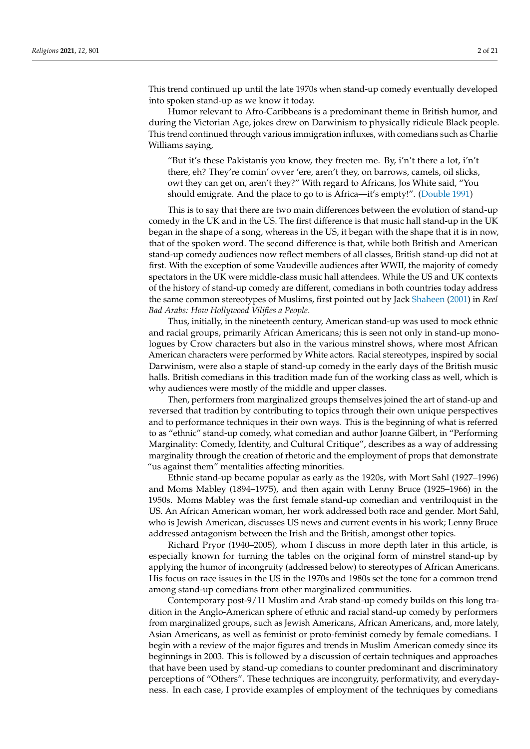This trend continued up until the late 1970s when stand-up comedy eventually developed into spoken stand-up as we know it today.

Humor relevant to Afro-Caribbeans is a predominant theme in British humor, and during the Victorian Age, jokes drew on Darwinism to physically ridicule Black people. This trend continued through various immigration influxes, with comedians such as Charlie Williams saying,

> "But it's these Pakistanis you know, they freeten me. By, i'n't there a lot, i'n't there, eh? They're comin' ovver 'ere, aren't they, on barrows, camels, oil slicks, owt they can get on, aren't they?" With regard to Africans, Jos White said, "You should emigrate. And the place to go to is Africa—it's empty!". (Double 1991)

This is to say that there are two main differences between the evolution of stand-up comedy in the UK and in the US. The first difference is that music hall stand-up in the UK began in the shape of a song, whereas in the US, it began with the shape that it is in now, that of the spoken word. The second difference is that, while both British and American stand-up comedy audiences now reflect members of all classes, British stand-up did not at first. With the exception of some Vaudeville audiences after WWII, the majority of comedy spectators in the UK were middle-class music hall attendees. While the US and UK contexts of the history of stand-up comedy are different, comedians in both countries today address the same common stereotypes of Muslims, first pointed out by Jack Shaheen (2001) in *Reel Bad Arabs: How Hollywood Vilifies a People*.

Thus, initially, in the nineteenth century, American stand-up was used to mock ethnic and racial groups, primarily African Americans; this is seen not only in stand-up monologues by Crow characters but also in the various minstrel shows, where most African American characters were performed by White actors. Racial stereotypes, inspired by social Darwinism, were also a staple of stand-up comedy in the early days of the British music halls. British comedians in this tradition made fun of the working class as well, which is why audiences were mostly of the middle and upper classes.

Then, performers from marginalized groups themselves joined the art of stand-up and reversed that tradition by contributing to topics through their own unique perspectives and to performance techniques in their own ways. This is the beginning of what is referred to as "ethnic" stand-up comedy, what comedian and author Joanne Gilbert, in "Performing Marginality: Comedy, Identity, and Cultural Critique", describes as a way of addressing marginality through the creation of rhetoric and the employment of props that demonstrate "us against them" mentalities affecting minorities.

Ethnic stand-up became popular as early as the 1920s, with Mort Sahl (1927–1996) and Moms Mabley (1894–1975), and then again with Lenny Bruce (1925–1966) in the 1950s. Moms Mabley was the first female stand-up comedian and ventriloquist in the US. An African American woman, her work addressed both race and gender. Mort Sahl, who is Jewish American, discusses US news and current events in his work; Lenny Bruce addressed antagonism between the Irish and the British, amongst other topics.

Richard Pryor (1940–2005), whom I discuss in more depth later in this article, is especially known for turning the tables on the original form of minstrel stand-up by applying the humor of incongruity (addressed below) to stereotypes of African Americans. His focus on race issues in the US in the 1970s and 1980s set the tone for a common trend among stand-up comedians from other marginalized communities.

Contemporary post-9/11 Muslim and Arab stand-up comedy builds on this long tradition in the Anglo-American sphere of ethnic and racial stand-up comedy by performers from marginalized groups, such as Jewish Americans, African Americans, and, more lately, Asian Americans, as well as feminist or proto-feminist comedy by female comedians. I begin with a review of the major figures and trends in Muslim American comedy since its beginnings in 2003. This is followed by a discussion of certain techniques and approaches that have been used by stand-up comedians to counter predominant and discriminatory perceptions of "Others". These techniques are incongruity, performativity, and everydayness. In each case, I provide examples of employment of the techniques by comedians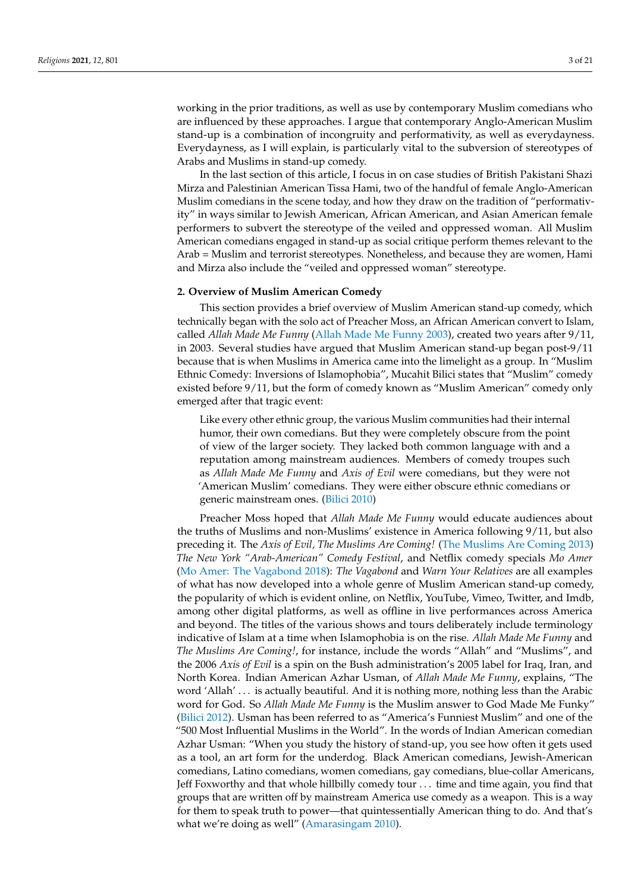working in the prior traditions, as well as use by contemporary Muslim comedians who are influenced by these approaches. I argue that contemporary Anglo-American Muslim stand-up is a combination of incongruity and performativity, as well as everydayness. Everydayness, as I will explain, is particularly vital to the subversion of stereotypes of Arabs and Muslims in stand-up comedy.

In the last section of this article, I focus in on case studies of British Pakistani Shazi Mirza and Palestinian American Tissa Hami, two of the handful of female Anglo-American Muslim comedians in the scene today, and how they draw on the tradition of "performativity" in ways similar to Jewish American, African American, and Asian American female performers to subvert the stereotype of the veiled and oppressed woman. All Muslim American comedians engaged in stand-up as social critique perform themes relevant to the Arab = Muslim and terrorist stereotypes. Nonetheless, and because they are women, Hami and Mirza also include the "veiled and oppressed woman" stereotype.

## 2. Overview of Muslim American Comedy

This section provides a brief overview of Muslim American stand-up comedy, which technically began with the solo act of Preacher Moss, an African American convert to Islam, called *Allah Made Me Funny* (Allah Made Me Funny 2003), created two years after 9/11, in 2003. Several studies have argued that Muslim American stand-up began post-9/11 because that is when Muslims in America came into the limelight as a group. In "Muslim Ethnic Comedy: Inversions of Islamophobia", Mucahit Bilici states that "Muslim" comedy existed before 9/11, but the form of comedy known as "Muslim American" comedy only emerged after that tragic event:

> Like every other ethnic group, the various Muslim communities had their internal humor, their own comedians. But they were completely obscure from the point of view of the larger society. They lacked both common language with and a reputation among mainstream audiences. Members of comedy troupes such as *Allah Made Me Funny* and *Axis of Evil* were comedians, but they were not 'American Muslim' comedians. They were either obscure ethnic comedians or generic mainstream ones. (Bilici 2010)

Preacher Moss hoped that *Allah Made Me Funny* would educate audiences about the truths of Muslims and non-Muslims' existence in America following 9/11, but also preceding it. The *Axis of Evil, The Muslims Are Coming!* (The Muslims Are Coming 2013) *The New York "Arab-American" Comedy Festival*, and Netflix comedy specials *Mo Amer* (Mo Amer: The Vagabond 2018): *The Vagabond* and *Warn Your Relatives* are all examples of what has now developed into a whole genre of Muslim American stand-up comedy, the popularity of which is evident online, on Netflix, YouTube, Vimeo, Twitter, and Imdb, among other digital platforms, as well as offline in live performances across America and beyond. The titles of the various shows and tours deliberately include terminology indicative of Islam at a time when Islamophobia is on the rise. *Allah Made Me Funny* and *The Muslims Are Coming!*, for instance, include the words "Allah" and "Muslims", and the 2006 *Axis of Evil* is a spin on the Bush administration's 2005 label for Iraq, Iran, and North Korea. Indian American Azhar Usman, of *Allah Made Me Funny*, explains, "The word 'Allah' ... is actually beautiful. And it is nothing more, nothing less than the Arabic word for God. So *Allah Made Me Funny* is the Muslim answer to God Made Me Funky" (Bilici 2012). Usman has been referred to as "America's Funniest Muslim" and one of the "500 Most Influential Muslims in the World". In the words of Indian American comedian Azhar Usman: "When you study the history of stand-up, you see how often it gets used as a tool, an art form for the underdog. Black American comedians, Jewish-American comedians, Latino comedians, women comedians, gay comedians, blue-collar Americans, Jeff Foxworthy and that whole hillbilly comedy tour ... time and time again, you find that groups that are written off by mainstream America use comedy as a weapon. This is a way for them to speak truth to power—that quintessentially American thing to do. And that's what we're doing as well" (Amarasingam 2010).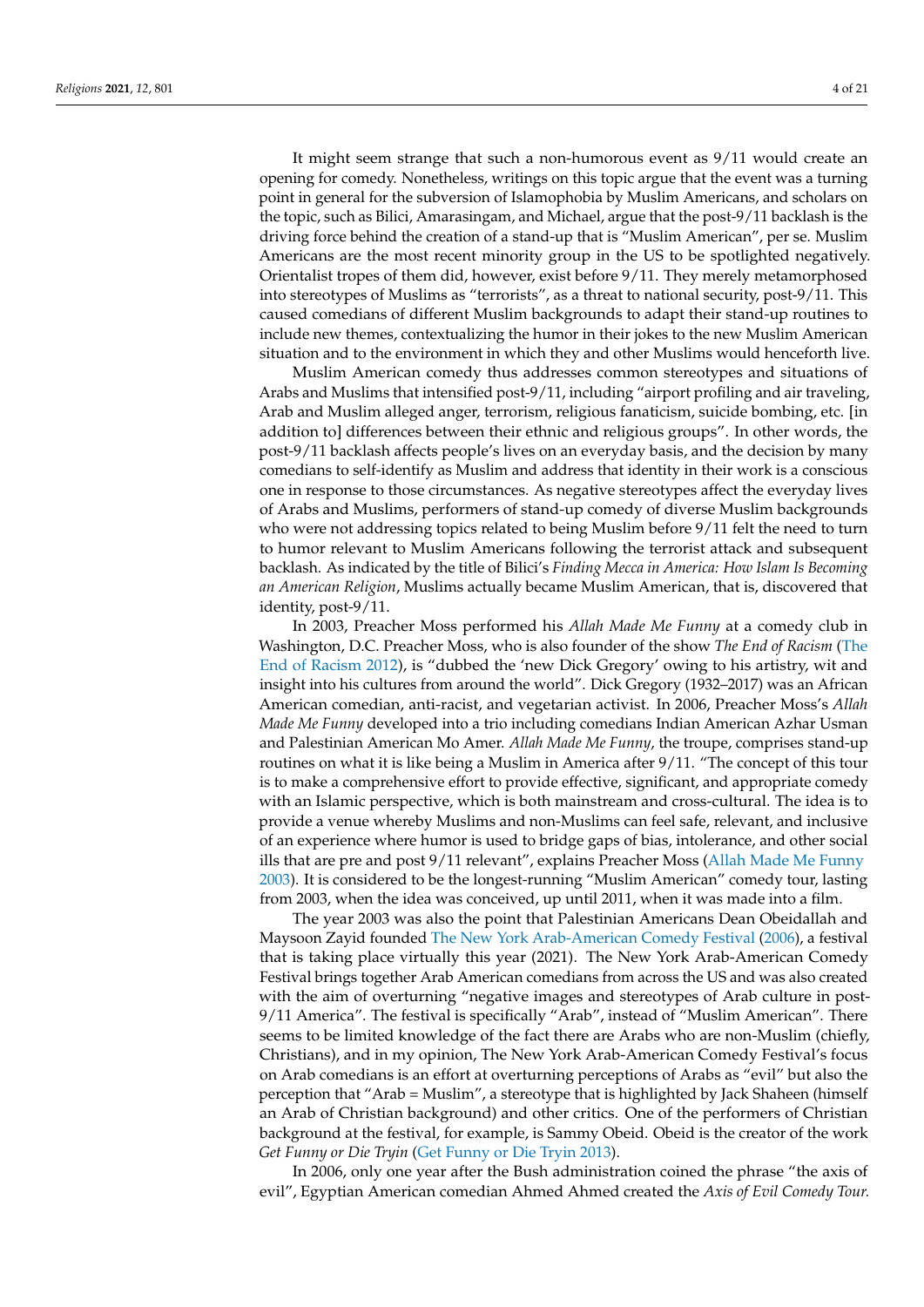It might seem strange that such a non-humorous event as 9/11 would create an opening for comedy. Nonetheless, writings on this topic argue that the event was a turning point in general for the subversion of Islamophobia by Muslim Americans, and scholars on the topic, such as Bilici, Amarasingam, and Michael, argue that the post-9/11 backlash is the driving force behind the creation of a stand-up that is "Muslim American", per se. Muslim Americans are the most recent minority group in the US to be spotlighted negatively. Orientalist tropes of them did, however, exist before 9/11. They merely metamorphosed into stereotypes of Muslims as "terrorists", as a threat to national security, post-9/11. This caused comedians of different Muslim backgrounds to adapt their stand-up routines to include new themes, contextualizing the humor in their jokes to the new Muslim American situation and to the environment in which they and other Muslims would henceforth live.

Muslim American comedy thus addresses common stereotypes and situations of Arabs and Muslims that intensified post-9/11, including "airport profiling and air traveling, Arab and Muslim alleged anger, terrorism, religious fanaticism, suicide bombing, etc. [in addition to] differences between their ethnic and religious groups". In other words, the post-9/11 backlash affects people's lives on an everyday basis, and the decision by many comedians to self-identify as Muslim and address that identity in their work is a conscious one in response to those circumstances. As negative stereotypes affect the everyday lives of Arabs and Muslims, performers of stand-up comedy of diverse Muslim backgrounds who were not addressing topics related to being Muslim before 9/11 felt the need to turn to humor relevant to Muslim Americans following the terrorist attack and subsequent backlash. As indicated by the title of Bilici's *Finding Mecca in America: How Islam Is Becoming an American Religion*, Muslims actually became Muslim American, that is, discovered that identity, post-9/11.

In 2003, Preacher Moss performed his *Allah Made Me Funny* at a comedy club in Washington, D.C. Preacher Moss, who is also founder of the show *The End of Racism* (The End of Racism 2012), is "dubbed the 'new Dick Gregory' owing to his artistry, wit and insight into his cultures from around the world". Dick Gregory (1932–2017) was an African American comedian, anti-racist, and vegetarian activist. In 2006, Preacher Moss's *Allah Made Me Funny* developed into a trio including comedians Indian American Azhar Usman and Palestinian American Mo Amer. *Allah Made Me Funny*, the troupe, comprises stand-up routines on what it is like being a Muslim in America after 9/11. "The concept of this tour is to make a comprehensive effort to provide effective, significant, and appropriate comedy with an Islamic perspective, which is both mainstream and cross-cultural. The idea is to provide a venue whereby Muslims and non-Muslims can feel safe, relevant, and inclusive of an experience where humor is used to bridge gaps of bias, intolerance, and other social ills that are pre and post 9/11 relevant", explains Preacher Moss (Allah Made Me Funny 2003). It is considered to be the longest-running "Muslim American" comedy tour, lasting from 2003, when the idea was conceived, up until 2011, when it was made into a film.

The year 2003 was also the point that Palestinian Americans Dean Obeidallah and Maysoon Zayid founded The New York Arab-American Comedy Festival (2006), a festival that is taking place virtually this year (2021). The New York Arab-American Comedy Festival brings together Arab American comedians from across the US and was also created with the aim of overturning "negative images and stereotypes of Arab culture in post-9/11 America". The festival is specifically "Arab", instead of "Muslim American". There seems to be limited knowledge of the fact there are Arabs who are non-Muslim (chiefly, Christians), and in my opinion, The New York Arab-American Comedy Festival's focus on Arab comedians is an effort at overturning perceptions of Arabs as "evil" but also the perception that "Arab = Muslim", a stereotype that is highlighted by Jack Shaheen (himself an Arab of Christian background) and other critics. One of the performers of Christian background at the festival, for example, is Sammy Obeid. Obeid is the creator of the work *Get Funny or Die Tryin* (Get Funny or Die Tryin 2013).

In 2006, only one year after the Bush administration coined the phrase "the axis of evil", Egyptian American comedian Ahmed Ahmed created the *Axis of Evil Comedy Tour.*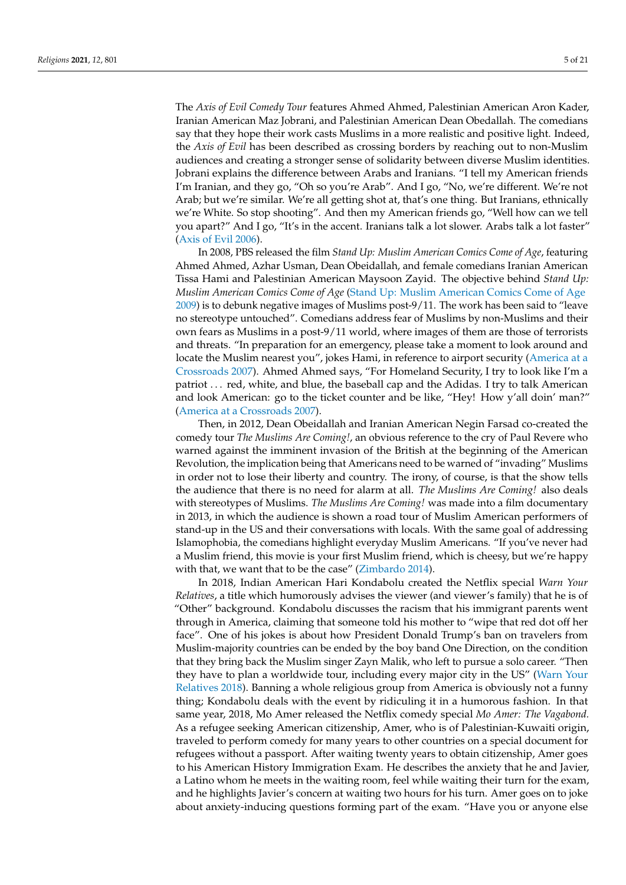The *Axis of Evil Comedy Tour* features Ahmed Ahmed, Palestinian American Aron Kader, Iranian American Maz Jobrani, and Palestinian American Dean Obedallah. The comedians say that they hope their work casts Muslims in a more realistic and positive light. Indeed, the *Axis of Evil* has been described as crossing borders by reaching out to non-Muslim audiences and creating a stronger sense of solidarity between diverse Muslim identities. Jobrani explains the difference between Arabs and Iranians. "I tell my American friends I'm Iranian, and they go, "Oh so you're Arab". And I go, "No, we're different. We're not Arab; but we're similar. We're all getting shot at, that's one thing. But Iranians, ethnically we're White. So stop shooting". And then my American friends go, "Well how can we tell you apart?" And I go, "It's in the accent. Iranians talk a lot slower. Arabs talk a lot faster" (Axis of Evil 2006).

In 2008, PBS released the film *Stand Up: Muslim American Comics Come of Age*, featuring Ahmed Ahmed, Azhar Usman, Dean Obeidallah, and female comedians Iranian American Tissa Hami and Palestinian American Maysoon Zayid. The objective behind *Stand Up: Muslim American Comics Come of Age* (Stand Up: Muslim American Comics Come of Age 2009) is to debunk negative images of Muslims post-9/11. The work has been said to "leave no stereotype untouched". Comedians address fear of Muslims by non-Muslims and their own fears as Muslims in a post-9/11 world, where images of them are those of terrorists and threats. "In preparation for an emergency, please take a moment to look around and locate the Muslim nearest you", jokes Hami, in reference to airport security (America at a Crossroads 2007). Ahmed Ahmed says, "For Homeland Security, I try to look like I'm a patriot ... red, white, and blue, the baseball cap and the Adidas. I try to talk American and look American: go to the ticket counter and be like, "Hey! How y'all doin' man?" (America at a Crossroads 2007).

Then, in 2012, Dean Obeidallah and Iranian American Negin Farsad co-created the comedy tour *The Muslims Are Coming!*, an obvious reference to the cry of Paul Revere who warned against the imminent invasion of the British at the beginning of the American Revolution, the implication being that Americans need to be warned of "invading" Muslims in order not to lose their liberty and country. The irony, of course, is that the show tells the audience that there is no need for alarm at all. *The Muslims Are Coming!* also deals with stereotypes of Muslims. *The Muslims Are Coming!* was made into a film documentary in 2013, in which the audience is shown a road tour of Muslim American performers of stand-up in the US and their conversations with locals. With the same goal of addressing Islamophobia, the comedians highlight everyday Muslim Americans. "If you've never had a Muslim friend, this movie is your first Muslim friend, which is cheesy, but we're happy with that, we want that to be the case" (Zimbardo 2014).

In 2018, Indian American Hari Kondabolu created the Netflix special *Warn Your Relatives*, a title which humorously advises the viewer (and viewer's family) that he is of "Other" background. Kondabolu discusses the racism that his immigrant parents went through in America, claiming that someone told his mother to "wipe that red dot off her face". One of his jokes is about how President Donald Trump's ban on travelers from Muslim-majority countries can be ended by the boy band One Direction, on the condition that they bring back the Muslim singer Zayn Malik, who left to pursue a solo career. "Then they have to plan a worldwide tour, including every major city in the US" (Warn Your Relatives 2018). Banning a whole religious group from America is obviously not a funny thing; Kondabolu deals with the event by ridiculing it in a humorous fashion. In that same year, 2018, Mo Amer released the Netflix comedy special *Mo Amer: The Vagabond.* As a refugee seeking American citizenship, Amer, who is of Palestinian-Kuwaiti origin, traveled to perform comedy for many years to other countries on a special document for refugees without a passport. After waiting twenty years to obtain citizenship, Amer goes to his American History Immigration Exam. He describes the anxiety that he and Javier, a Latino whom he meets in the waiting room, feel while waiting their turn for the exam, and he highlights Javier's concern at waiting two hours for his turn. Amer goes on to joke about anxiety-inducing questions forming part of the exam. "Have you or anyone else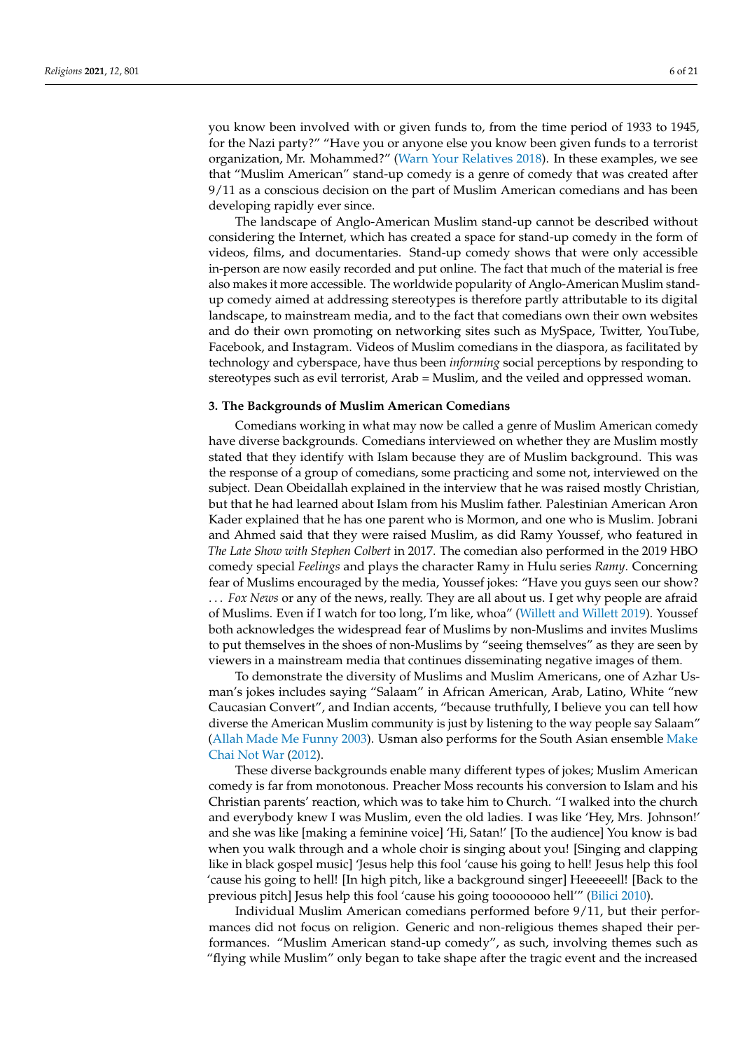you know been involved with or given funds to, from the time period of 1933 to 1945, for the Nazi party?" "Have you or anyone else you know been given funds to a terrorist organization, Mr. Mohammed?" (Warn Your Relatives 2018). In these examples, we see that "Muslim American" stand-up comedy is a genre of comedy that was created after 9/11 as a conscious decision on the part of Muslim American comedians and has been developing rapidly ever since.

The landscape of Anglo-American Muslim stand-up cannot be described without considering the Internet, which has created a space for stand-up comedy in the form of videos, films, and documentaries. Stand-up comedy shows that were only accessible in-person are now easily recorded and put online. The fact that much of the material is free also makes it more accessible. The worldwide popularity of Anglo-American Muslim stand-up comedy aimed at addressing stereotypes is therefore partly attributable to its digital landscape, to mainstream media, and to the fact that comedians own their own websites and do their own promoting on networking sites such as MySpace, Twitter, YouTube, Facebook, and Instagram. Videos of Muslim comedians in the diaspora, as facilitated by technology and cyberspace, have thus been *informing* social perceptions by responding to stereotypes such as evil terrorist, Arab = Muslim, and the veiled and oppressed woman.

### 3. The Backgrounds of Muslim American Comedians

Comedians working in what may now be called a genre of Muslim American comedy have diverse backgrounds. Comedians interviewed on whether they are Muslim mostly stated that they identify with Islam because they are of Muslim background. This was the response of a group of comedians, some practicing and some not, interviewed on the subject. Dean Obeidallah explained in the interview that he was raised mostly Christian, but that he had learned about Islam from his Muslim father. Palestinian American Aron Kader explained that he has one parent who is Mormon, and one who is Muslim. Jobrani and Ahmed said that they were raised Muslim, as did Ramy Youssef, who featured in *The Late Show with Stephen Colbert* in 2017. The comedian also performed in the 2019 HBO comedy special *Feelings* and plays the character Ramy in Hulu series *Ramy*. Concerning fear of Muslims encouraged by the media, Youssef jokes: "Have you guys seen our show? . . . *Fox News* or any of the news, really. They are all about us. I get why people are afraid of Muslims. Even if I watch for too long, I'm like, whoa" (Willett and Willett 2019). Youssef both acknowledges the widespread fear of Muslims by non-Muslims and invites Muslims to put themselves in the shoes of non-Muslims by "seeing themselves" as they are seen by viewers in a mainstream media that continues disseminating negative images of them.

To demonstrate the diversity of Muslims and Muslim Americans, one of Azhar Usman's jokes includes saying "Salaam" in African American, Arab, Latino, White "new Caucasian Convert", and Indian accents, "because truthfully, I believe you can tell how diverse the American Muslim community is just by listening to the way people say Salaam" (Allah Made Me Funny 2003). Usman also performs for the South Asian ensemble Make Chai Not War (2012).

These diverse backgrounds enable many different types of jokes; Muslim American comedy is far from monotonous. Preacher Moss recounts his conversion to Islam and his Christian parents' reaction, which was to take him to Church. "I walked into the church and everybody knew I was Muslim, even the old ladies. I was like 'Hey, Mrs. Johnson!' and she was like [making a feminine voice] 'Hi, Satan!' [To the audience] You know is bad when you walk through and a whole choir is singing about you! [Singing and clapping like in black gospel music] 'Jesus help this fool 'cause his going to hell! Jesus help this fool 'cause his going to hell! [In high pitch, like a background singer] Heeeeeell! [Back to the previous pitch] Jesus help this fool 'cause his going toooooooo hell'" (Bilici 2010).

Individual Muslim American comedians performed before 9/11, but their performances did not focus on religion. Generic and non-religious themes shaped their performances. "Muslim American stand-up comedy", as such, involving themes such as "flying while Muslim" only began to take shape after the tragic event and the increased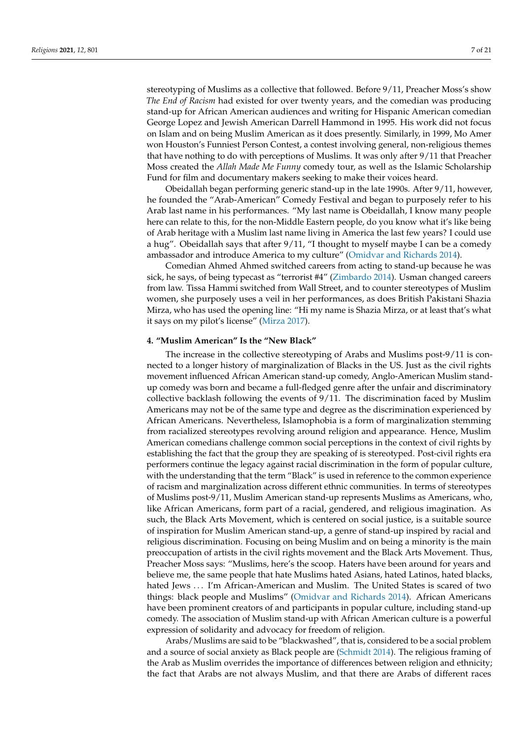stereotyping of Muslims as a collective that followed. Before 9/11, Preacher Moss's show *The End of Racism* had existed for over twenty years, and the comedian was producing stand-up for African American audiences and writing for Hispanic American comedian George Lopez and Jewish American Darrell Hammond in 1995. His work did not focus on Islam and on being Muslim American as it does presently. Similarly, in 1999, Mo Amer won Houston's Funniest Person Contest, a contest involving general, non-religious themes that have nothing to do with perceptions of Muslims. It was only after 9/11 that Preacher Moss created the *Allah Made Me Funny* comedy tour, as well as the Islamic Scholarship Fund for film and documentary makers seeking to make their voices heard.

Obeidallah began performing generic stand-up in the late 1990s. After 9/11, however, he founded the "Arab-American" Comedy Festival and began to purposely refer to his Arab last name in his performances. "My last name is Obeidallah, I know many people here can relate to this, for the non-Middle Eastern people, do you know what it's like being of Arab heritage with a Muslim last name living in America the last few years? I could use a hug". Obeidallah says that after 9/11, "I thought to myself maybe I can be a comedy ambassador and introduce America to my culture" (Omidvar and Richards 2014).

Comedian Ahmed Ahmed switched careers from acting to stand-up because he was sick, he says, of being typecast as "terrorist #4" (Zimbardo 2014). Usman changed careers from law. Tissa Hammi switched from Wall Street, and to counter stereotypes of Muslim women, she purposely uses a veil in her performances, as does British Pakistani Shazia Mirza, who has used the opening line: "Hi my name is Shazia Mirza, or at least that's what it says on my pilot's license" (Mirza 2017).

#### 4. "Muslim American" Is the "New Black"

The increase in the collective stereotyping of Arabs and Muslims post-9/11 is connected to a longer history of marginalization of Blacks in the US. Just as the civil rights movement influenced African American stand-up comedy, Anglo-American Muslim stand-up comedy was born and became a full-fledged genre after the unfair and discriminatory collective backlash following the events of 9/11. The discrimination faced by Muslim Americans may not be of the same type and degree as the discrimination experienced by African Americans. Nevertheless, Islamophobia is a form of marginalization stemming from racialized stereotypes revolving around religion and appearance. Hence, Muslim American comedians challenge common social perceptions in the context of civil rights by establishing the fact that the group they are speaking of is stereotyped. Post-civil rights era performers continue the legacy against racial discrimination in the form of popular culture, with the understanding that the term "Black" is used in reference to the common experience of racism and marginalization across different ethnic communities. In terms of stereotypes of Muslims post-9/11, Muslim American stand-up represents Muslims as Americans, who, like African Americans, form part of a racial, gendered, and religious imagination. As such, the Black Arts Movement, which is centered on social justice, is a suitable source of inspiration for Muslim American stand-up, a genre of stand-up inspired by racial and religious discrimination. Focusing on being Muslim and on being a minority is the main preoccupation of artists in the civil rights movement and the Black Arts Movement. Thus, Preacher Moss says: "Muslims, here's the scoop. Haters have been around for years and believe me, the same people that hate Muslims hated Asians, hated Latinos, hated blacks, hated Jews ... I'm African-American and Muslim. The United States is scared of two things: black people and Muslims" (Omidvar and Richards 2014). African Americans have been prominent creators of and participants in popular culture, including stand-up comedy. The association of Muslim stand-up with African American culture is a powerful expression of solidarity and advocacy for freedom of religion.

Arabs/Muslims are said to be "blackwashed", that is, considered to be a social problem and a source of social anxiety as Black people are (Schmidt 2014). The religious framing of the Arab as Muslim overrides the importance of differences between religion and ethnicity; the fact that Arabs are not always Muslim, and that there are Arabs of different races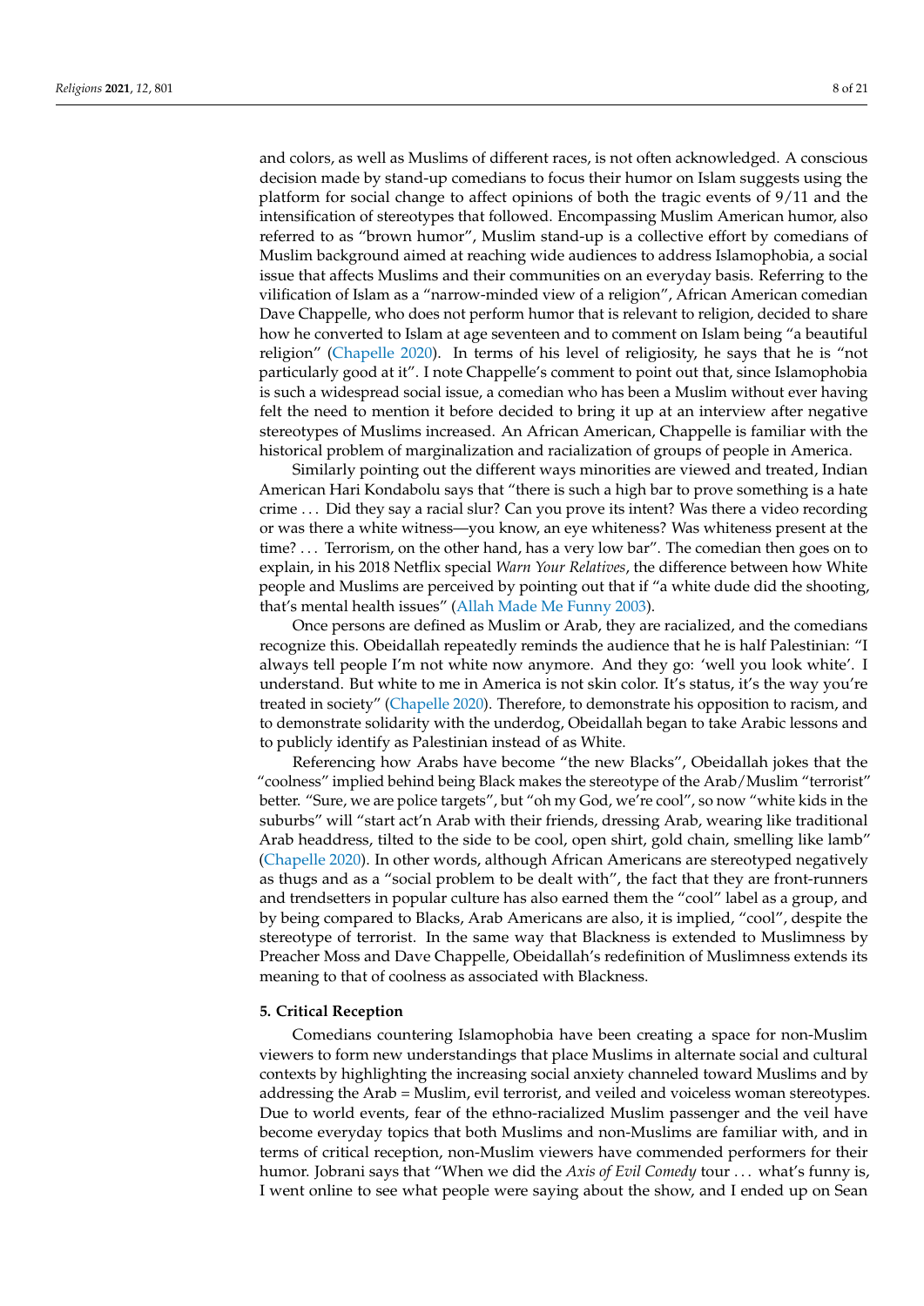and colors, as well as Muslims of different races, is not often acknowledged. A conscious decision made by stand-up comedians to focus their humor on Islam suggests using the platform for social change to affect opinions of both the tragic events of 9/11 and the intensification of stereotypes that followed. Encompassing Muslim American humor, also referred to as "brown humor", Muslim stand-up is a collective effort by comedians of Muslim background aimed at reaching wide audiences to address Islamophobia, a social issue that affects Muslims and their communities on an everyday basis. Referring to the vilification of Islam as a "narrow-minded view of a religion", African American comedian Dave Chappelle, who does not perform humor that is relevant to religion, decided to share how he converted to Islam at age seventeen and to comment on Islam being "a beautiful religion" (Chappelle 2020). In terms of his level of religiosity, he says that he is "not particularly good at it". I note Chappelle's comment to point out that, since Islamophobia is such a widespread social issue, a comedian who has been a Muslim without ever having felt the need to mention it before decided to bring it up at an interview after negative stereotypes of Muslims increased. An African American, Chappelle is familiar with the historical problem of marginalization and racialization of groups of people in America.

Similarly pointing out the different ways minorities are viewed and treated, Indian American Hari Kondabolu says that "there is such a high bar to prove something is a hate crime ... Did they say a racial slur? Can you prove its intent? Was there a video recording or was there a white witness—you know, an eye whiteness? Was whiteness present at the time? ... Terrorism, on the other hand, has a very low bar". The comedian then goes on to explain, in his 2018 Netflix special *Warn Your Relatives*, the difference between how White people and Muslims are perceived by pointing out that if "a white dude did the shooting, that's mental health issues" (Allah Made Me Funny 2003).

Once persons are defined as Muslim or Arab, they are racialized, and the comedians recognize this. Obeidallah repeatedly reminds the audience that he is half Palestinian: "I always tell people I'm not white now anymore. And they go: 'well you look white'. I understand. But white to me in America is not skin color. It's status, it's the way you're treated in society" (Chapelle 2020). Therefore, to demonstrate his opposition to racism, and to demonstrate solidarity with the underdog, Obeidallah began to take Arabic lessons and to publicly identify as Palestinian instead of as White.

Referencing how Arabs have become "the new Blacks", Obeidallah jokes that the "coolness" implied behind being Black makes the stereotype of the Arab/Muslim "terrorist" better. "Sure, we are police targets", but "oh my God, we're cool", so now "white kids in the suburbs" will "start act'n Arab with their friends, dressing Arab, wearing like traditional Arab headdress, tilted to the side to be cool, open shirt, gold chain, smelling like lamb" (Chapelle 2020). In other words, although African Americans are stereotyped negatively as thugs and as a "social problem to be dealt with", the fact that they are front-runners and trendsetters in popular culture has also earned them the "cool" label as a group, and by being compared to Blacks, Arab Americans are also, it is implied, "cool", despite the stereotype of terrorist. In the same way that Blackness is extended to Muslimness by Preacher Moss and Dave Chappelle, Obeidallah's redefinition of Muslimness extends its meaning to that of coolness as associated with Blackness.

## 5. Critical Reception

Comedians countering Islamophobia have been creating a space for non-Muslim viewers to form new understandings that place Muslims in alternate social and cultural contexts by highlighting the increasing social anxiety channeled toward Muslims and by addressing the Arab = Muslim, evil terrorist, and veiled and voiceless woman stereotypes. Due to world events, fear of the ethno-racialized Muslim passenger and the veil have become everyday topics that both Muslims and non-Muslims are familiar with, and in terms of critical reception, non-Muslim viewers have commended performers for their humor. Jobrani says that "When we did the *Axis of Evil Comedy* tour ... what's funny is, I went online to see what people were saying about the show, and I ended up on Sean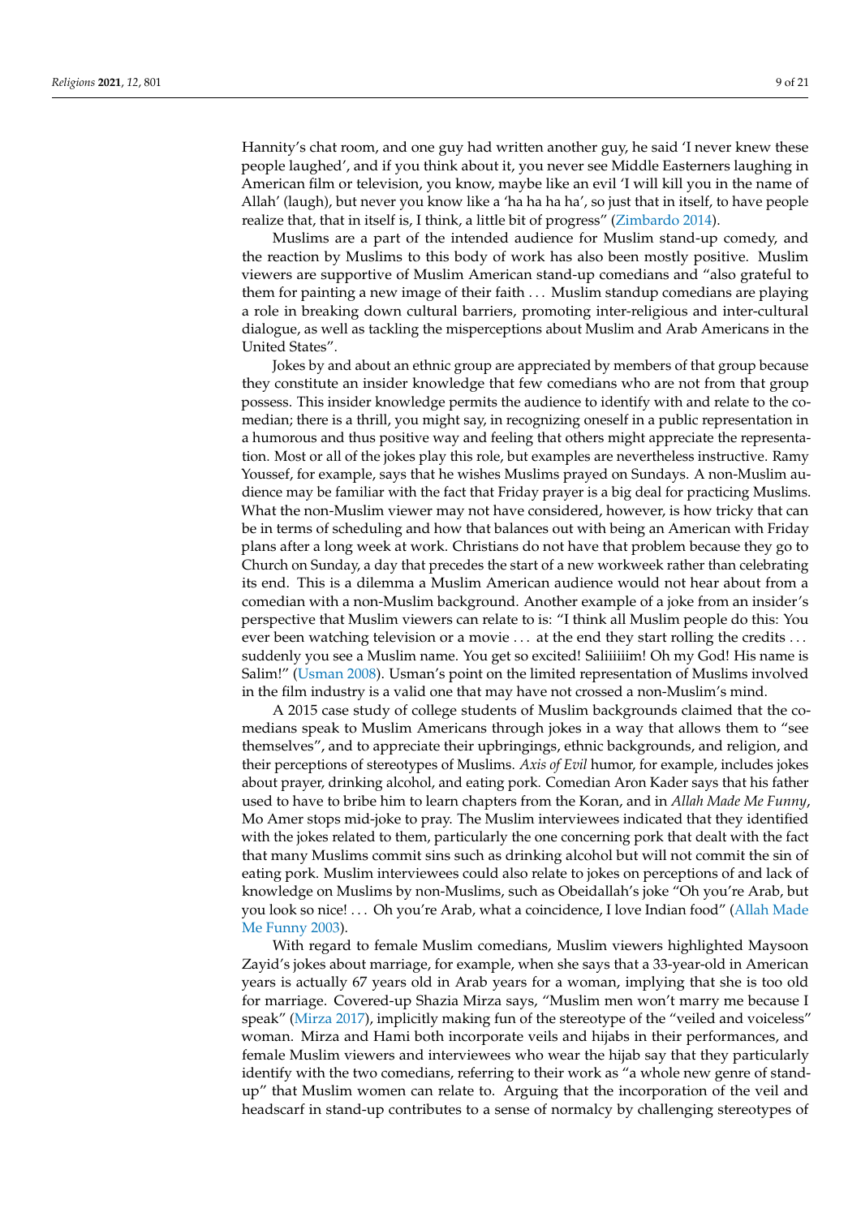Hannity's chat room, and one guy had written another guy, he said 'I never knew these people laughed', and if you think about it, you never see Middle Easterners laughing in American film or television, you know, maybe like an evil 'I will kill you in the name of Allah' (laugh), but never you know like a 'ha ha ha ha', so just that in itself, to have people realize that, that in itself is, I think, a little bit of progress" (Zimbardo 2014).

Muslims are a part of the intended audience for Muslim stand-up comedy, and the reaction by Muslims to this body of work has also been mostly positive. Muslim viewers are supportive of Muslim American stand-up comedians and "also grateful to them for painting a new image of their faith . . . Muslim standup comedians are playing a role in breaking down cultural barriers, promoting inter-religious and inter-cultural dialogue, as well as tackling the misperceptions about Muslim and Arab Americans in the United States".

Jokes by and about an ethnic group are appreciated by members of that group because they constitute an insider knowledge that few comedians who are not from that group possess. This insider knowledge permits the audience to identify with and relate to the comedian; there is a thrill, you might say, in recognizing oneself in a public representation in a humorous and thus positive way and feeling that others might appreciate the representation. Most or all of the jokes play this role, but examples are nevertheless instructive. Ramy Youssef, for example, says that he wishes Muslims prayed on Sundays. A non-Muslim audience may be familiar with the fact that Friday prayer is a big deal for practicing Muslims. What the non-Muslim viewer may not have considered, however, is how tricky that can be in terms of scheduling and how that balances out with being an American with Friday plans after a long week at work. Christians do not have that problem because they go to Church on Sunday, a day that precedes the start of a new workweek rather than celebrating its end. This is a dilemma a Muslim American audience would not hear about from a comedian with a non-Muslim background. Another example of a joke from an insider's perspective that Muslim viewers can relate to is: "I think all Muslim people do this: You ever been watching television or a movie . . . at the end they start rolling the credits . . . suddenly you see a Muslim name. You get so excited! Saliiiiiim! Oh my God! His name is Salim!" (Usman 2008). Usman's point on the limited representation of Muslims involved in the film industry is a valid one that may have not crossed a non-Muslim's mind.

A 2015 case study of college students of Muslim backgrounds claimed that the comedians speak to Muslim Americans through jokes in a way that allows them to "see themselves", and to appreciate their upbringings, ethnic backgrounds, and religion, and their perceptions of stereotypes of Muslims. *Axis of Evil* humor, for example, includes jokes about prayer, drinking alcohol, and eating pork. Comedian Aron Kader says that his father used to have to bribe him to learn chapters from the Koran, and in *Allah Made Me Funny*, Mo Amer stops mid-joke to pray. The Muslim interviewees indicated that they identified with the jokes related to them, particularly the one concerning pork that dealt with the fact that many Muslims commit sins such as drinking alcohol but will not commit the sin of eating pork. Muslim interviewees could also relate to jokes on perceptions of and lack of knowledge on Muslims by non-Muslims, such as Obeidallah's joke "Oh you're Arab, but you look so nice! . . . Oh you're Arab, what a coincidence, I love Indian food" (Allah Made Me Funny 2003).

With regard to female Muslim comedians, Muslim viewers highlighted Maysoon Zayid's jokes about marriage, for example, when she says that a 33-year-old in American years is actually 67 years old in Arab years for a woman, implying that she is too old for marriage. Covered-up Shazia Mirza says, "Muslim men won't marry me because I speak" (Mirza 2017), implicitly making fun of the stereotype of the "veiled and voiceless" woman. Mirza and Hami both incorporate veils and hijabs in their performances, and female Muslim viewers and interviewees who wear the hijab say that they particularly identify with the two comedians, referring to their work as "a whole new genre of stand-up" that Muslim women can relate to. Arguing that the incorporation of the veil and headscarf in stand-up contributes to a sense of normalcy by challenging stereotypes of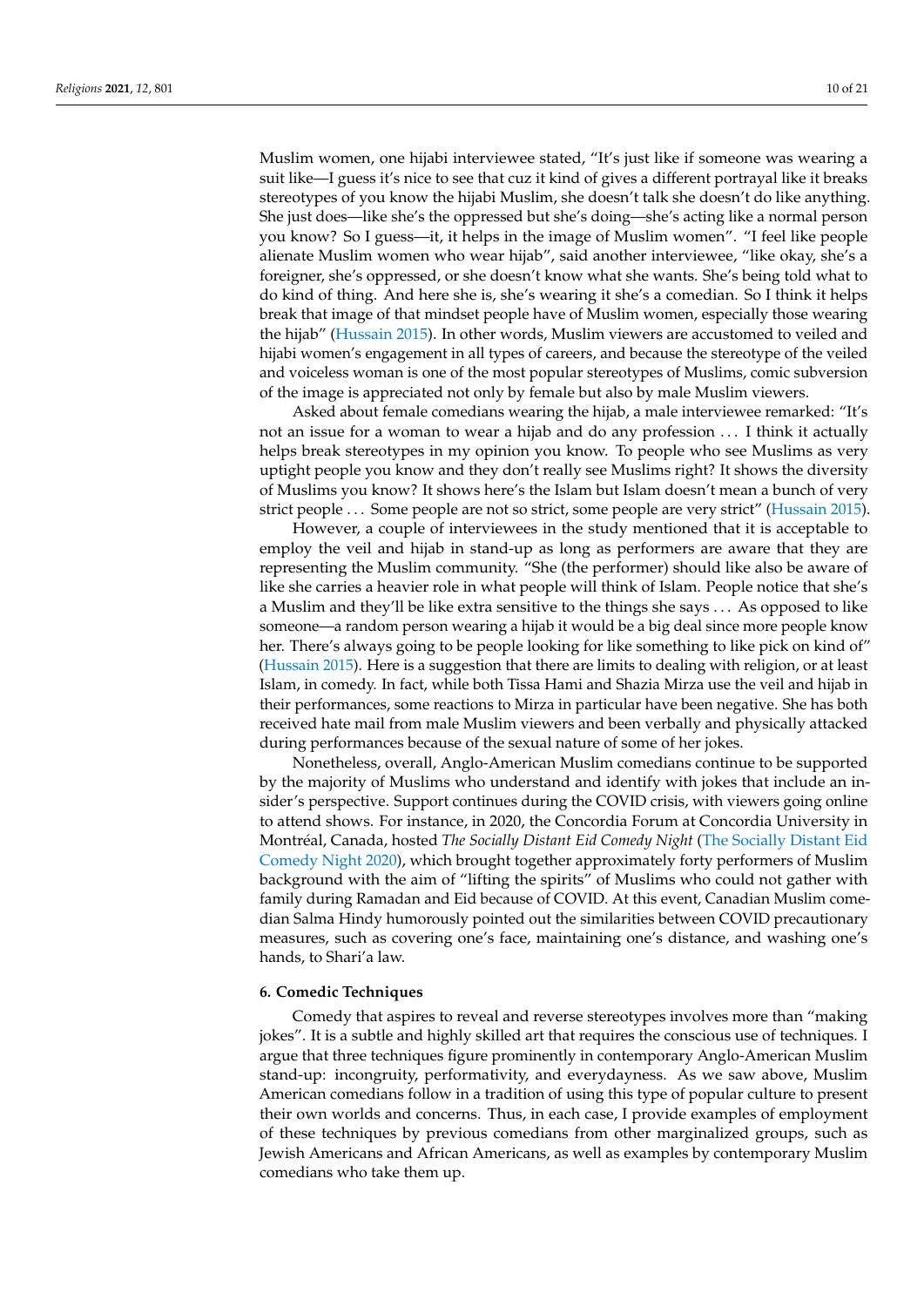Muslim women, one hijabi interviewee stated, "It's just like if someone was wearing a suit like—I guess it's nice to see that cuz it kind of gives a different portrayal like it breaks stereotypes of you know the hijabi Muslim, she doesn't talk she doesn't do like anything. She just does—like she's the oppressed but she's doing—she's acting like a normal person you know? So I guess—it, it helps in the image of Muslim women". "I feel like people alienate Muslim women who wear hijab", said another interviewee, "like okay, she's a foreigner, she's oppressed, or she doesn't know what she wants. She's being told what to do kind of thing. And here she is, she's wearing it she's a comedian. So I think it helps break that image of that mindset people have of Muslim women, especially those wearing the hijab" (Hussain 2015). In other words, Muslim viewers are accustomed to veiled and hijabi women's engagement in all types of careers, and because the stereotype of the veiled and voiceless woman is one of the most popular stereotypes of Muslims, comic subversion of the image is appreciated not only by female but also by male Muslim viewers.

Asked about female comedians wearing the hijab, a male interviewee remarked: "It's not an issue for a woman to wear a hijab and do any profession ... I think it actually helps break stereotypes in my opinion you know. To people who see Muslims as very uptight people you know and they don't really see Muslims right? It shows the diversity of Muslims you know? It shows here's the Islam but Islam doesn't mean a bunch of very strict people ... Some people are not so strict, some people are very strict" (Hussain 2015).

However, a couple of interviewees in the study mentioned that it is acceptable to employ the veil and hijab in stand-up as long as performers are aware that they are representing the Muslim community. "She (the performer) should like also be aware of like she carries a heavier role in what people will think of Islam. People notice that she's a Muslim and they'll be like extra sensitive to the things she says ... As opposed to like someone—a random person wearing a hijab it would be a big deal since more people know her. There's always going to be people looking for like something to like pick on kind of" (Hussain 2015). Here is a suggestion that there are limits to dealing with religion, or at least Islam, in comedy. In fact, while both Tissa Hami and Shazia Mirza use the veil and hijab in their performances, some reactions to Mirza in particular have been negative. She has both received hate mail from male Muslim viewers and been verbally and physically attacked during performances because of the sexual nature of some of her jokes.

Nonetheless, overall, Anglo-American Muslim comedians continue to be supported by the majority of Muslims who understand and identify with jokes that include an insider's perspective. Support continues during the COVID crisis, with viewers going online to attend shows. For instance, in 2020, the Concordia Forum at Concordia University in Montréal, Canada, hosted *The Socially Distant Eid Comedy Night* (The Socially Distant Eid Comedy Night 2020), which brought together approximately forty performers of Muslim background with the aim of "lifting the spirits" of Muslims who could not gather with family during Ramadan and Eid because of COVID. At this event, Canadian Muslim comedian Salma Hindy humorously pointed out the similarities between COVID precautionary measures, such as covering one's face, maintaining one's distance, and washing one's hands, to Shari'a law.

## 6. Comedic Techniques

Comedy that aspires to reveal and reverse stereotypes involves more than "making jokes". It is a subtle and highly skilled art that requires the conscious use of techniques. I argue that three techniques figure prominently in contemporary Anglo-American Muslim stand-up: incongruity, performativity, and everydayness. As we saw above, Muslim American comedians follow in a tradition of using this type of popular culture to present their own worlds and concerns. Thus, in each case, I provide examples of employment of these techniques by previous comedians from other marginalized groups, such as Jewish Americans and African Americans, as well as examples by contemporary Muslim comedians who take them up.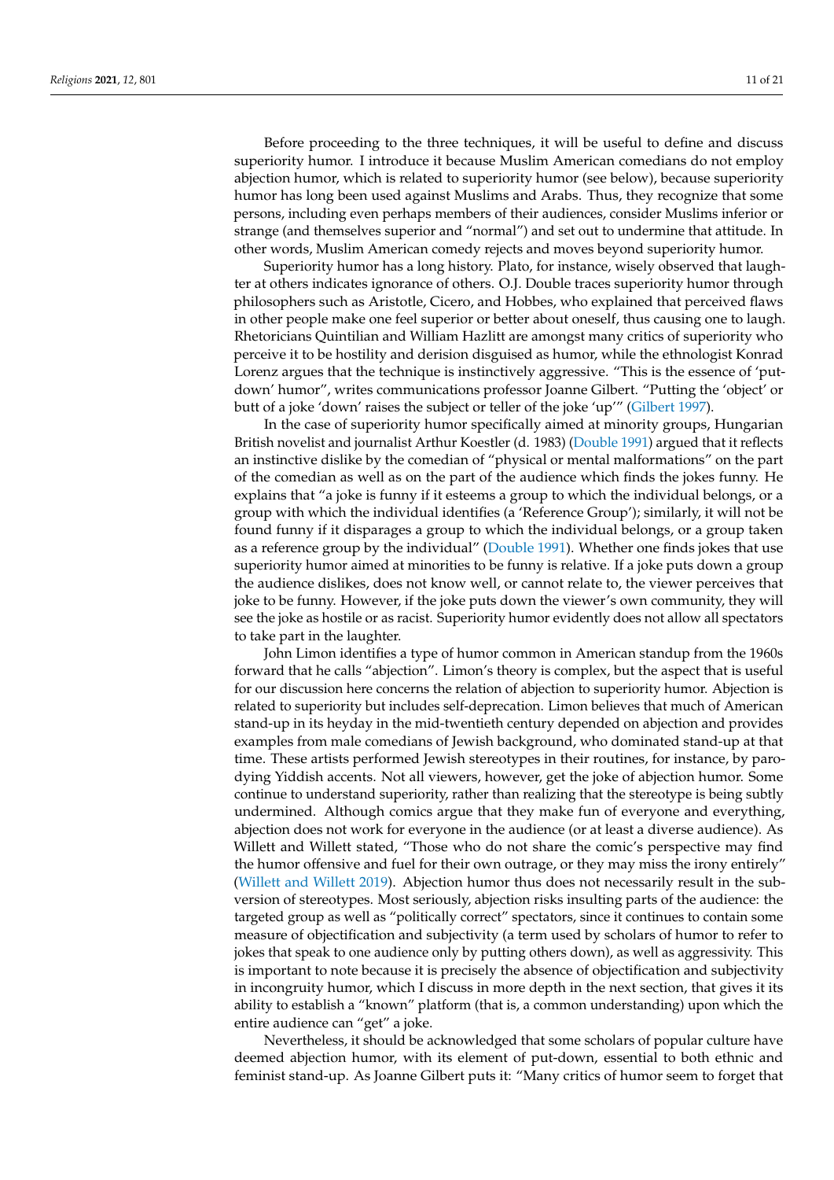Before proceeding to the three techniques, it will be useful to define and discuss superiority humor. I introduce it because Muslim American comedians do not employ abjection humor, which is related to superiority humor (see below), because superiority humor has long been used against Muslims and Arabs. Thus, they recognize that some persons, including even perhaps members of their audiences, consider Muslims inferior or strange (and themselves superior and "normal") and set out to undermine that attitude. In other words, Muslim American comedy rejects and moves beyond superiority humor.

Superiority humor has a long history. Plato, for instance, wisely observed that laughter at others indicates ignorance of others. O.J. Double traces superiority humor through philosophers such as Aristotle, Cicero, and Hobbes, who explained that perceived flaws in other people make one feel superior or better about oneself, thus causing one to laugh. Rhetoricians Quintilian and William Hazlitt are amongst many critics of superiority who perceive it to be hostility and derision disguised as humor, while the ethnologist Konrad Lorenz argues that the technique is instinctively aggressive. "This is the essence of 'put-down' humor", writes communications professor Joanne Gilbert. "Putting the 'object' or butt of a joke 'down' raises the subject or teller of the joke 'up'" (Gilbert 1997).

In the case of superiority humor specifically aimed at minority groups, Hungarian British novelist and journalist Arthur Koestler (d. 1983) (Double 1991) argued that it reflects an instinctive dislike by the comedian of "physical or mental malformations" on the part of the comedian as well as on the part of the audience which finds the jokes funny. He explains that "a joke is funny if it esteems a group to which the individual belongs, or a group with which the individual identifies (a 'Reference Group'); similarly, it will not be found funny if it disparages a group to which the individual belongs, or a group taken as a reference group by the individual" (Double 1991). Whether one finds jokes that use superiority humor aimed at minorities to be funny is relative. If a joke puts down a group the audience dislikes, does not know well, or cannot relate to, the viewer perceives that joke to be funny. However, if the joke puts down the viewer's own community, they will see the joke as hostile or as racist. Superiority humor evidently does not allow all spectators to take part in the laughter.

John Limon identifies a type of humor common in American standup from the 1960s forward that he calls "abjection". Limon's theory is complex, but the aspect that is useful for our discussion here concerns the relation of abjection to superiority humor. Abjection is related to superiority but includes self-deprecation. Limon believes that much of American stand-up in its heyday in the mid-twentieth century depended on abjection and provides examples from male comedians of Jewish background, who dominated stand-up at that time. These artists performed Jewish stereotypes in their routines, for instance, by parodying Yiddish accents. Not all viewers, however, get the joke of abjection humor. Some continue to understand superiority, rather than realizing that the stereotype is being subtly undermined. Although comics argue that they make fun of everyone and everything, abjection does not work for everyone in the audience (or at least a diverse audience). As Willett and Willett stated, "Those who do not share the comic's perspective may find the humor offensive and fuel for their own outrage, or they may miss the irony entirely" (Willett and Willett 2019). Abjection humor thus does not necessarily result in the subversion of stereotypes. Most seriously, abjection risks insulting parts of the audience: the targeted group as well as "politically correct" spectators, since it continues to contain some measure of objectification and subjectivity (a term used by scholars of humor to refer to jokes that speak to one audience only by putting others down), as well as aggressivity. This is important to note because it is precisely the absence of objectification and subjectivity in incongruity humor, which I discuss in more depth in the next section, that gives it its ability to establish a "known" platform (that is, a common understanding) upon which the entire audience can "get" a joke.

Nevertheless, it should be acknowledged that some scholars of popular culture have deemed abjection humor, with its element of put-down, essential to both ethnic and feminist stand-up. As Joanne Gilbert puts it: "Many critics of humor seem to forget that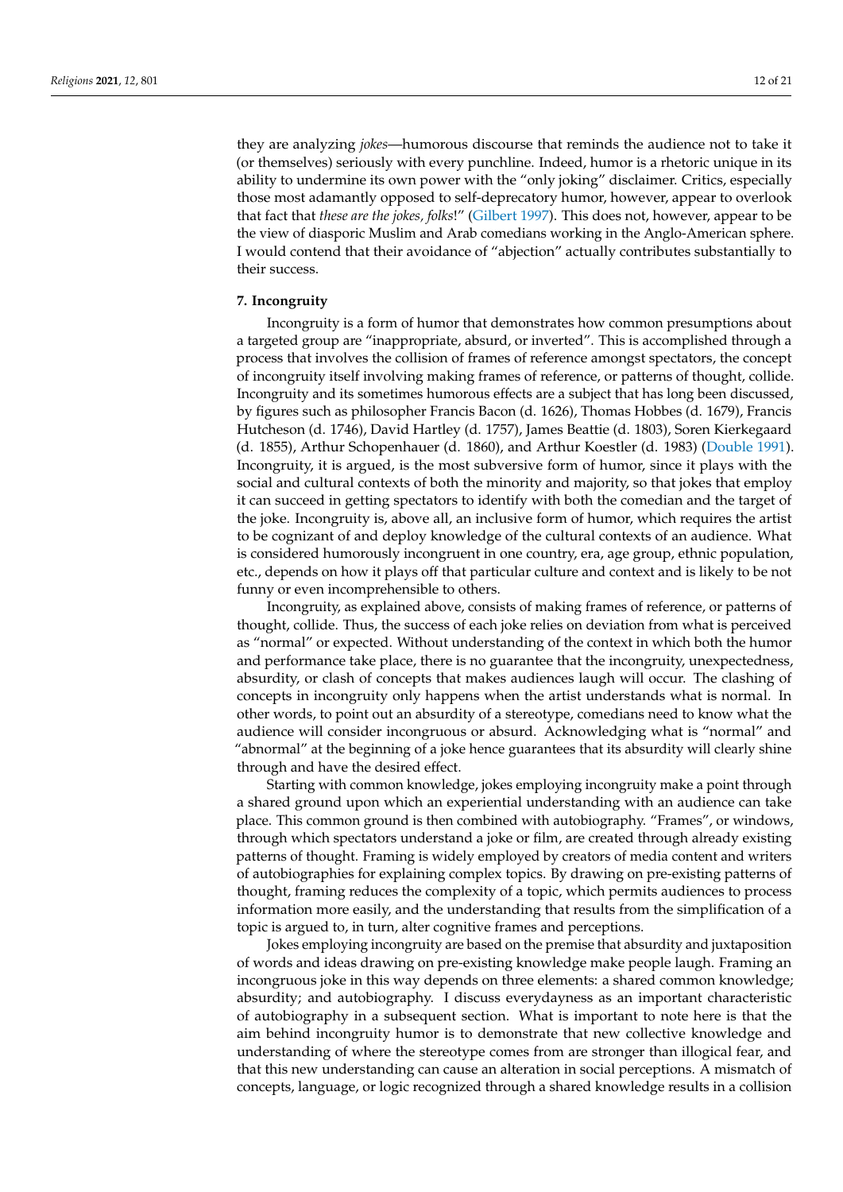they are analyzing *jokes*—humorous discourse that reminds the audience not to take it (or themselves) seriously with every punchline. Indeed, humor is a rhetoric unique in its ability to undermine its own power with the "only joking" disclaimer. Critics, especially those most adamantly opposed to self-deprecatory humor, however, appear to overlook that fact that *these are the jokes, folks*!" (Gilbert 1997). This does not, however, appear to be the view of diasporic Muslim and Arab comedians working in the Anglo-American sphere. I would contend that their avoidance of "abjection" actually contributes substantially to their success.

## 7. Incongruity

Incongruity is a form of humor that demonstrates how common presumptions about a targeted group are "inappropriate, absurd, or inverted". This is accomplished through a process that involves the collision of frames of reference amongst spectators, the concept of incongruity itself involving making frames of reference, or patterns of thought, collide. Incongruity and its sometimes humorous effects are a subject that has long been discussed, by figures such as philosopher Francis Bacon (d. 1626), Thomas Hobbes (d. 1679), Francis Hutcheson (d. 1746), David Hartley (d. 1757), James Beattie (d. 1803), Soren Kierkegaard (d. 1855), Arthur Schopenhauer (d. 1860), and Arthur Koestler (d. 1983) (Double 1991). Incongruity, it is argued, is the most subversive form of humor, since it plays with the social and cultural contexts of both the minority and majority, so that jokes that employ it can succeed in getting spectators to identify with both the comedian and the target of the joke. Incongruity is, above all, an inclusive form of humor, which requires the artist to be cognizant of and deploy knowledge of the cultural contexts of an audience. What is considered humorously incongruent in one country, era, age group, ethnic population, etc., depends on how it plays off that particular culture and context and is likely to be not funny or even incomprehensible to others.

Incongruity, as explained above, consists of making frames of reference, or patterns of thought, collide. Thus, the success of each joke relies on deviation from what is perceived as "normal" or expected. Without understanding of the context in which both the humor and performance take place, there is no guarantee that the incongruity, unexpectedness, absurdity, or clash of concepts that makes audiences laugh will occur. The clashing of concepts in incongruity only happens when the artist understands what is normal. In other words, to point out an absurdity of a stereotype, comedians need to know what the audience will consider incongruous or absurd. Acknowledging what is "normal" and "abnormal" at the beginning of a joke hence guarantees that its absurdity will clearly shine through and have the desired effect.

Starting with common knowledge, jokes employing incongruity make a point through a shared ground upon which an experiential understanding with an audience can take place. This common ground is then combined with autobiography. "Frames", or windows, through which spectators understand a joke or film, are created through already existing patterns of thought. Framing is widely employed by creators of media content and writers of autobiographies for explaining complex topics. By drawing on pre-existing patterns of thought, framing reduces the complexity of a topic, which permits audiences to process information more easily, and the understanding that results from the simplification of a topic is argued to, in turn, alter cognitive frames and perceptions.

Jokes employing incongruity are based on the premise that absurdity and juxtaposition of words and ideas drawing on pre-existing knowledge make people laugh. Framing an incongruous joke in this way depends on three elements: a shared common knowledge; absurdity; and autobiography. I discuss everydayness as an important characteristic of autobiography in a subsequent section. What is important to note here is that the aim behind incongruity humor is to demonstrate that new collective knowledge and understanding of where the stereotype comes from are stronger than illogical fear, and that this new understanding can cause an alteration in social perceptions. A mismatch of concepts, language, or logic recognized through a shared knowledge results in a collision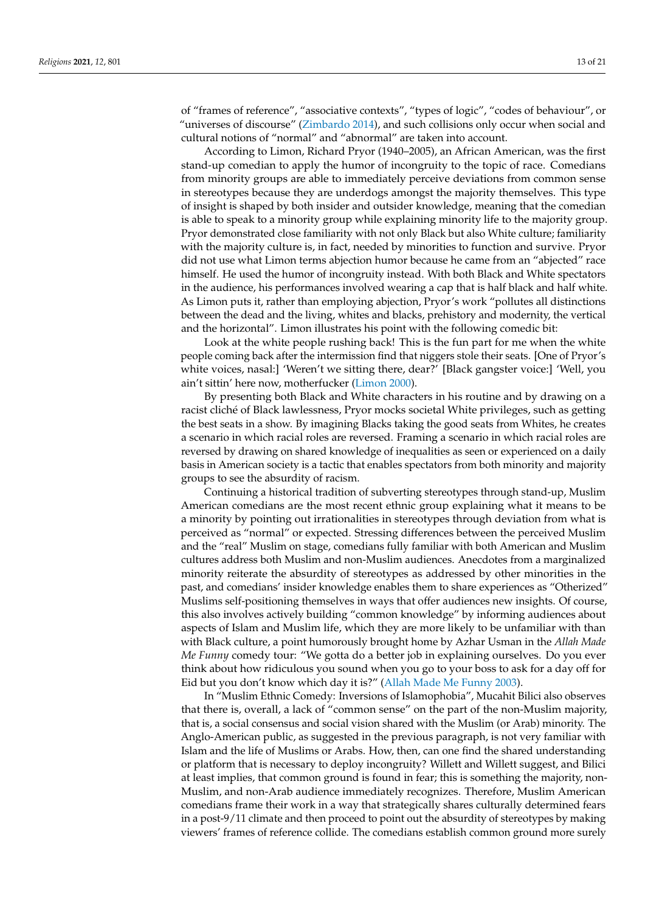of "frames of reference", "associative contexts", "types of logic", "codes of behaviour", or "universes of discourse" (Zimbardo 2014), and such collisions only occur when social and cultural notions of "normal" and "abnormal" are taken into account.

According to Limon, Richard Pryor (1940–2005), an African American, was the first stand-up comedian to apply the humor of incongruity to the topic of race. Comedians from minority groups are able to immediately perceive deviations from common sense in stereotypes because they are underdogs amongst the majority themselves. This type of insight is shaped by both insider and outsider knowledge, meaning that the comedian is able to speak to a minority group while explaining minority life to the majority group. Pryor demonstrated close familiarity with not only Black but also White culture; familiarity with the majority culture is, in fact, needed by minorities to function and survive. Pryor did not use what Limon terms abjection humor because he came from an "abjected" race himself. He used the humor of incongruity instead. With both Black and White spectators in the audience, his performances involved wearing a cap that is half black and half white. As Limon puts it, rather than employing abjection, Pryor's work "pollutes all distinctions between the dead and the living, whites and blacks, prehistory and modernity, the vertical and the horizontal". Limon illustrates his point with the following comedic bit:

Look at the white people rushing back! This is the fun part for me when the white people coming back after the intermission find that niggers stole their seats. [One of Pryor's white voices, nasal:] 'Weren't we sitting there, dear?' [Black gangster voice:] 'Well, you ain't sittin' here now, motherfucker (Limon 2000).

By presenting both Black and White characters in his routine and by drawing on a racist cliché of Black lawlessness, Pryor mocks societal White privileges, such as getting the best seats in a show. By imagining Blacks taking the good seats from Whites, he creates a scenario in which racial roles are reversed. Framing a scenario in which racial roles are reversed by drawing on shared knowledge of inequalities as seen or experienced on a daily basis in American society is a tactic that enables spectators from both minority and majority groups to see the absurdity of racism.

Continuing a historical tradition of subverting stereotypes through stand-up, Muslim American comedians are the most recent ethnic group explaining what it means to be a minority by pointing out irrationalities in stereotypes through deviation from what is perceived as "normal" or expected. Stressing differences between the perceived Muslim and the "real" Muslim on stage, comedians fully familiar with both American and Muslim cultures address both Muslim and non-Muslim audiences. Anecdotes from a marginalized minority reiterate the absurdity of stereotypes as addressed by other minorities in the past, and comedians' insider knowledge enables them to share experiences as "Otherized" Muslims self-positioning themselves in ways that offer audiences new insights. Of course, this also involves actively building "common knowledge" by informing audiences about aspects of Islam and Muslim life, which they are more likely to be unfamiliar with than with Black culture, a point humorously brought home by Azhar Usman in the *Allah Made Me Funny* comedy tour: "We gotta do a better job in explaining ourselves. Do you ever think about how ridiculous you sound when you go to your boss to ask for a day off for Eid but you don't know which day it is?" (Allah Made Me Funny 2003).

In "Muslim Ethnic Comedy: Inversions of Islamophobia", Mucahit Bilici also observes that there is, overall, a lack of "common sense" on the part of the non-Muslim majority, that is, a social consensus and social vision shared with the Muslim (or Arab) minority. The Anglo-American public, as suggested in the previous paragraph, is not very familiar with Islam and the life of Muslims or Arabs. How, then, can one find the shared understanding or platform that is necessary to deploy incongruity? Willett and Willett suggest, and Bilici at least implies, that common ground is found in fear; this is something the majority, non-Muslim, and non-Arab audience immediately recognizes. Therefore, Muslim American comedians frame their work in a way that strategically shares culturally determined fears in a post-9/11 climate and then proceed to point out the absurdity of stereotypes by making viewers' frames of reference collide. The comedians establish common ground more surely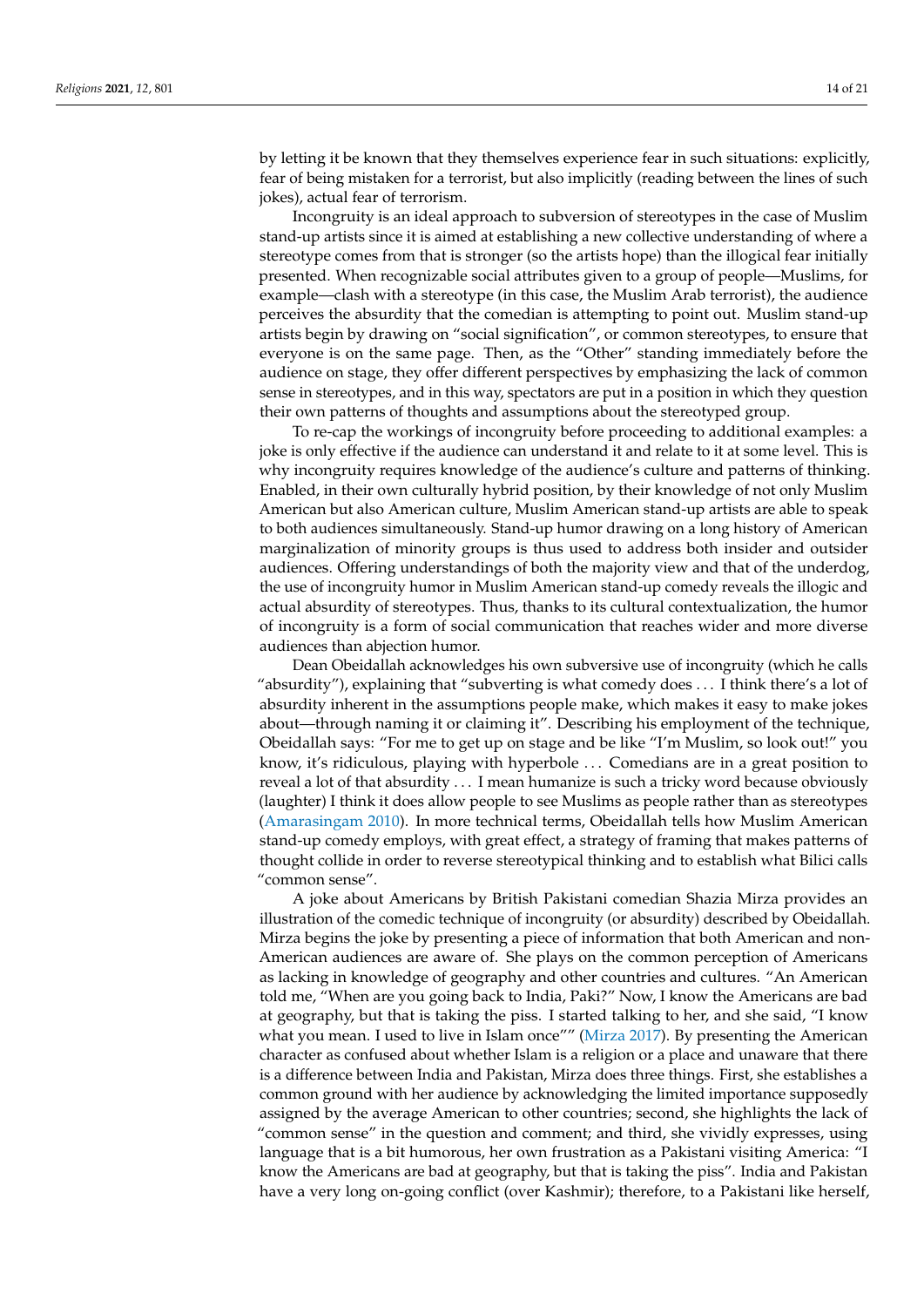by letting it be known that they themselves experience fear in such situations: explicitly, fear of being mistaken for a terrorist, but also implicitly (reading between the lines of such jokes), actual fear of terrorism.

Incongruity is an ideal approach to subversion of stereotypes in the case of Muslim stand-up artists since it is aimed at establishing a new collective understanding of where a stereotype comes from that is stronger (so the artists hope) than the illogical fear initially presented. When recognizable social attributes given to a group of people—Muslims, for example—clash with a stereotype (in this case, the Muslim Arab terrorist), the audience perceives the absurdity that the comedian is attempting to point out. Muslim stand-up artists begin by drawing on "social signification", or common stereotypes, to ensure that everyone is on the same page. Then, as the "Other" standing immediately before the audience on stage, they offer different perspectives by emphasizing the lack of common sense in stereotypes, and in this way, spectators are put in a position in which they question their own patterns of thoughts and assumptions about the stereotyped group.

To re-cap the workings of incongruity before proceeding to additional examples: a joke is only effective if the audience can understand it and relate to it at some level. This is why incongruity requires knowledge of the audience's culture and patterns of thinking. Enabled, in their own culturally hybrid position, by their knowledge of not only Muslim American but also American culture, Muslim American stand-up artists are able to speak to both audiences simultaneously. Stand-up humor drawing on a long history of American marginalization of minority groups is thus used to address both insider and outsider audiences. Offering understandings of both the majority view and that of the underdog, the use of incongruity humor in Muslim American stand-up comedy reveals the illogic and actual absurdity of stereotypes. Thus, thanks to its cultural contextualization, the humor of incongruity is a form of social communication that reaches wider and more diverse audiences than abjection humor.

Dean Obeidallah acknowledges his own subversive use of incongruity (which he calls "absurdity"), explaining that "subverting is what comedy does ... I think there's a lot of absurdity inherent in the assumptions people make, which makes it easy to make jokes about—through naming it or claiming it". Describing his employment of the technique, Obeidallah says: "For me to get up on stage and be like "I'm Muslim, so look out!" you know, it's ridiculous, playing with hyperbole ... Comedians are in a great position to reveal a lot of that absurdity ... I mean humanize is such a tricky word because obviously (laughter) I think it does allow people to see Muslims as people rather than as stereotypes (Amarasingam 2010). In more technical terms, Obeidallah tells how Muslim American stand-up comedy employs, with great effect, a strategy of framing that makes patterns of thought collide in order to reverse stereotypical thinking and to establish what Bilici calls "common sense".

A joke about Americans by British Pakistani comedian Shazia Mirza provides an illustration of the comedic technique of incongruity (or absurdity) described by Obeidallah. Mirza begins the joke by presenting a piece of information that both American and non-American audiences are aware of. She plays on the common perception of Americans as lacking in knowledge of geography and other countries and cultures. "An American told me, "When are you going back to India, Paki?" Now, I know the Americans are bad at geography, but that is taking the piss. I started talking to her, and she said, "I know what you mean. I used to live in Islam once"" (Mirza 2017). By presenting the American character as confused about whether Islam is a religion or a place and unaware that there is a difference between India and Pakistan, Mirza does three things. First, she establishes a common ground with her audience by acknowledging the limited importance supposedly assigned by the average American to other countries; second, she highlights the lack of "common sense" in the question and comment; and third, she vividly expresses, using language that is a bit humorous, her own frustration as a Pakistani visiting America: "I know the Americans are bad at geography, but that is taking the piss". India and Pakistan have a very long on-going conflict (over Kashmir); therefore, to a Pakistani like herself,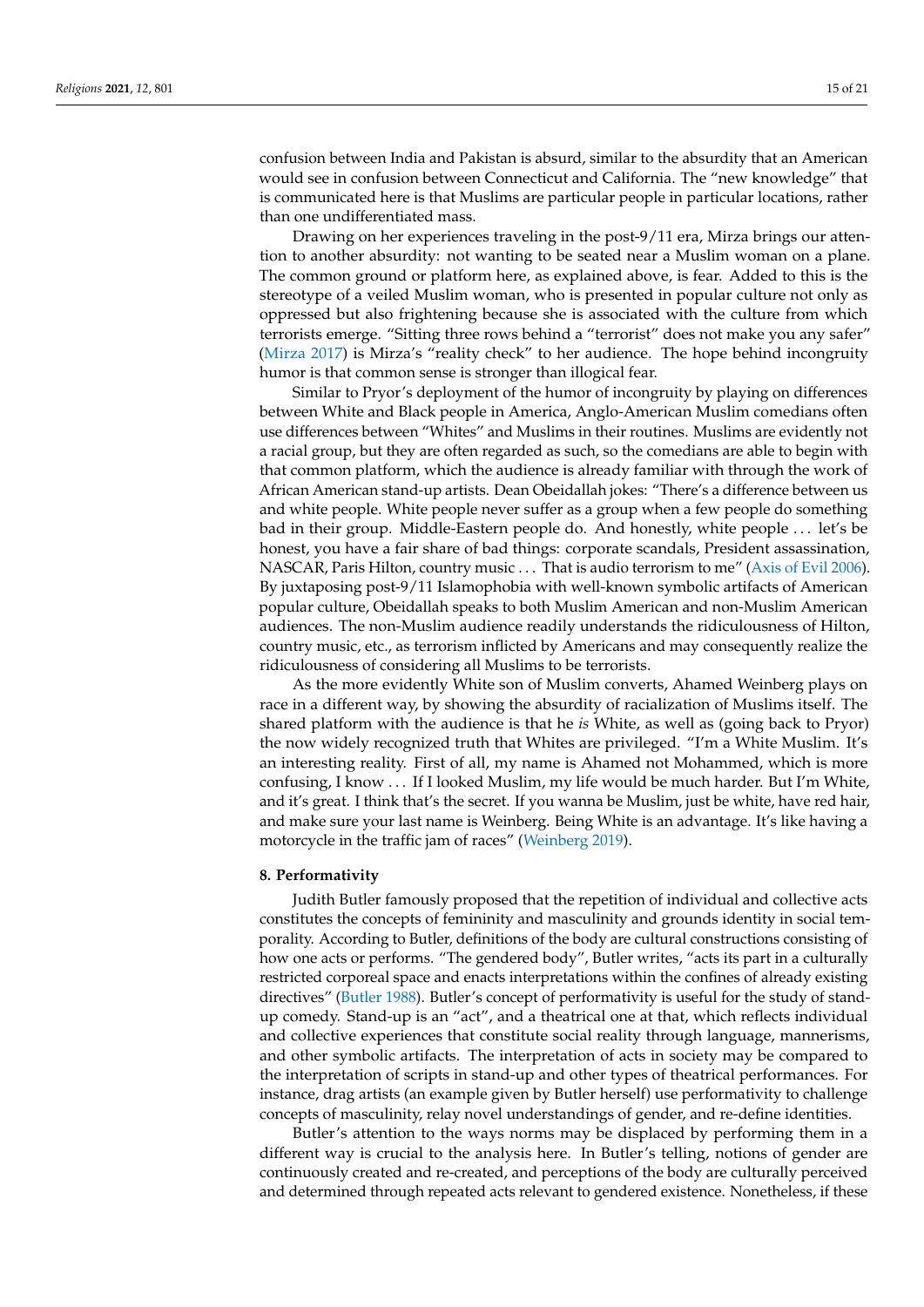confusion between India and Pakistan is absurd, similar to the absurdity that an American would see in confusion between Connecticut and California. The "new knowledge" that is communicated here is that Muslims are particular people in particular locations, rather than one undifferentiated mass.

Drawing on her experiences traveling in the post-9/11 era, Mirza brings our attention to another absurdity: not wanting to be seated near a Muslim woman on a plane. The common ground or platform here, as explained above, is fear. Added to this is the stereotype of a veiled Muslim woman, who is presented in popular culture not only as oppressed but also frightening because she is associated with the culture from which terrorists emerge. "Sitting three rows behind a "terrorist" does not make you any safer" (Mirza 2017) is Mirza's "reality check" to her audience. The hope behind incongruity humor is that common sense is stronger than illogical fear.

Similar to Pryor's deployment of the humor of incongruity by playing on differences between White and Black people in America, Anglo-American Muslim comedians often use differences between "Whites" and Muslims in their routines. Muslims are evidently not a racial group, but they are often regarded as such, so the comedians are able to begin with that common platform, which the audience is already familiar with through the work of African American stand-up artists. Dean Obeidallah jokes: "There's a difference between us and white people. White people never suffer as a group when a few people do something bad in their group. Middle-Eastern people do. And honestly, white people ... let's be honest, you have a fair share of bad things: corporate scandals, President assassination, NASCAR, Paris Hilton, country music ... That is audio terrorism to me" (Axis of Evil 2006). By juxtaposing post-9/11 Islamophobia with well-known symbolic artifacts of American popular culture, Obeidallah speaks to both Muslim American and non-Muslim American audiences. The non-Muslim audience readily understands the ridiculousness of Hilton, country music, etc., as terrorism inflicted by Americans and may consequently realize the ridiculousness of considering all Muslims to be terrorists.

As the more evidently White son of Muslim converts, Ahamed Weinberg plays on race in a different way, by showing the absurdity of racialization of Muslims itself. The shared platform with the audience is that he *is* White, as well as (going back to Pryor) the now widely recognized truth that Whites are privileged. "I'm a White Muslim. It's an interesting reality. First of all, my name is Ahamed not Mohammed, which is more confusing, I know ... If I looked Muslim, my life would be much harder. But I'm White, and it's great. I think that's the secret. If you wanna be Muslim, just be white, have red hair, and make sure your last name is Weinberg. Being White is an advantage. It's like having a motorcycle in the traffic jam of races" (Weinberg 2019).

## 8. Performativity

Judith Butler famously proposed that the repetition of individual and collective acts constitutes the concepts of femininity and masculinity and grounds identity in social temporality. According to Butler, definitions of the body are cultural constructions consisting of how one acts or performs. "The gendered body", Butler writes, "acts its part in a culturally restricted corporeal space and enacts interpretations within the confines of already existing directives" (Butler 1988). Butler's concept of performativity is useful for the study of stand-up comedy. Stand-up is an "act", and a theatrical one at that, which reflects individual and collective experiences that constitute social reality through language, mannerisms, and other symbolic artifacts. The interpretation of acts in society may be compared to the interpretation of scripts in stand-up and other types of theatrical performances. For instance, drag artists (an example given by Butler herself) use performativity to challenge concepts of masculinity, relay novel understandings of gender, and re-define identities.

Butler's attention to the ways norms may be displaced by performing them in a different way is crucial to the analysis here. In Butler's telling, notions of gender are continuously created and re-created, and perceptions of the body are culturally perceived and determined through repeated acts relevant to gendered existence. Nonetheless, if these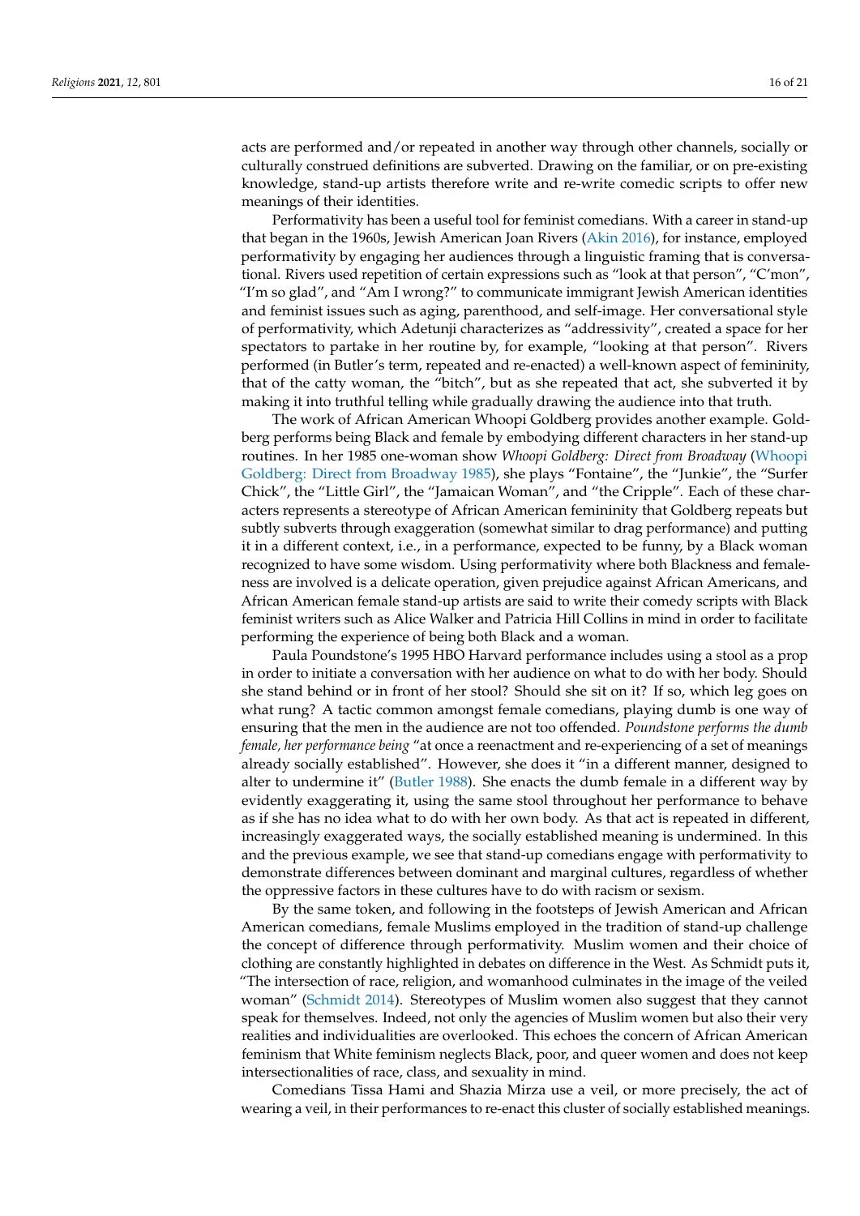acts are performed and/or repeated in another way through other channels, socially or culturally construed definitions are subverted. Drawing on the familiar, or on pre-existing knowledge, stand-up artists therefore write and re-write comedic scripts to offer new meanings of their identities.

Performativity has been a useful tool for feminist comedians. With a career in stand-up that began in the 1960s, Jewish American Joan Rivers (Akin 2016), for instance, employed performativity by engaging her audiences through a linguistic framing that is conversational. Rivers used repetition of certain expressions such as "look at that person", "C'mon", "I'm so glad", and "Am I wrong?" to communicate immigrant Jewish American identities and feminist issues such as aging, parenthood, and self-image. Her conversational style of performativity, which Adetunji characterizes as "addressivity", created a space for her spectators to partake in her routine by, for example, "looking at that person". Rivers performed (in Butler's term, repeated and re-enacted) a well-known aspect of femininity, that of the catty woman, the "bitch", but as she repeated that act, she subverted it by making it into truthful telling while gradually drawing the audience into that truth.

The work of African American Whoopi Goldberg provides another example. Goldberg performs being Black and female by embodying different characters in her stand-up routines. In her 1985 one-woman show *Whoopi Goldberg: Direct from Broadway* (Whoopi Goldberg: Direct from Broadway 1985), she plays "Fontaine", the "Junkie", the "Surfer Chick", the "Little Girl", the "Jamaican Woman", and "the Cripple". Each of these characters represents a stereotype of African American femininity that Goldberg repeats but subtly subverts through exaggeration (somewhat similar to drag performance) and putting it in a different context, i.e., in a performance, expected to be funny, by a Black woman recognized to have some wisdom. Using performativity where both Blackness and femaleness are involved is a delicate operation, given prejudice against African Americans, and African American female stand-up artists are said to write their comedy scripts with Black feminist writers such as Alice Walker and Patricia Hill Collins in mind in order to facilitate performing the experience of being both Black and a woman.

Paula Poundstone's 1995 HBO Harvard performance includes using a stool as a prop in order to initiate a conversation with her audience on what to do with her body. Should she stand behind or in front of her stool? Should she sit on it? If so, which leg goes on what rung? A tactic common amongst female comedians, playing dumb is one way of ensuring that the men in the audience are not too offended. *Poundstone performs the dumb female, her performance being* "at once a reenactment and re-experiencing of a set of meanings already socially established". However, she does it "in a different manner, designed to alter to undermine it" (Butler 1988). She enacts the dumb female in a different way by evidently exaggerating it, using the same stool throughout her performance to behave as if she has no idea what to do with her own body. As that act is repeated in different, increasingly exaggerated ways, the socially established meaning is undermined. In this and the previous example, we see that stand-up comedians engage with performativity to demonstrate differences between dominant and marginal cultures, regardless of whether the oppressive factors in these cultures have to do with racism or sexism.

By the same token, and following in the footsteps of Jewish American and African American comedians, female Muslims employed in the tradition of stand-up challenge the concept of difference through performativity. Muslim women and their choice of clothing are constantly highlighted in debates on difference in the West. As Schmidt puts it, "The intersection of race, religion, and womanhood culminates in the image of the veiled woman" (Schmidt 2014). Stereotypes of Muslim women also suggest that they cannot speak for themselves. Indeed, not only the agencies of Muslim women but also their very realities and individualities are overlooked. This echoes the concern of African American feminism that White feminism neglects Black, poor, and queer women and does not keep intersectionalities of race, class, and sexuality in mind.

Comedians Tissa Hami and Shazia Mirza use a veil, or more precisely, the act of wearing a veil, in their performances to re-enact this cluster of socially established meanings.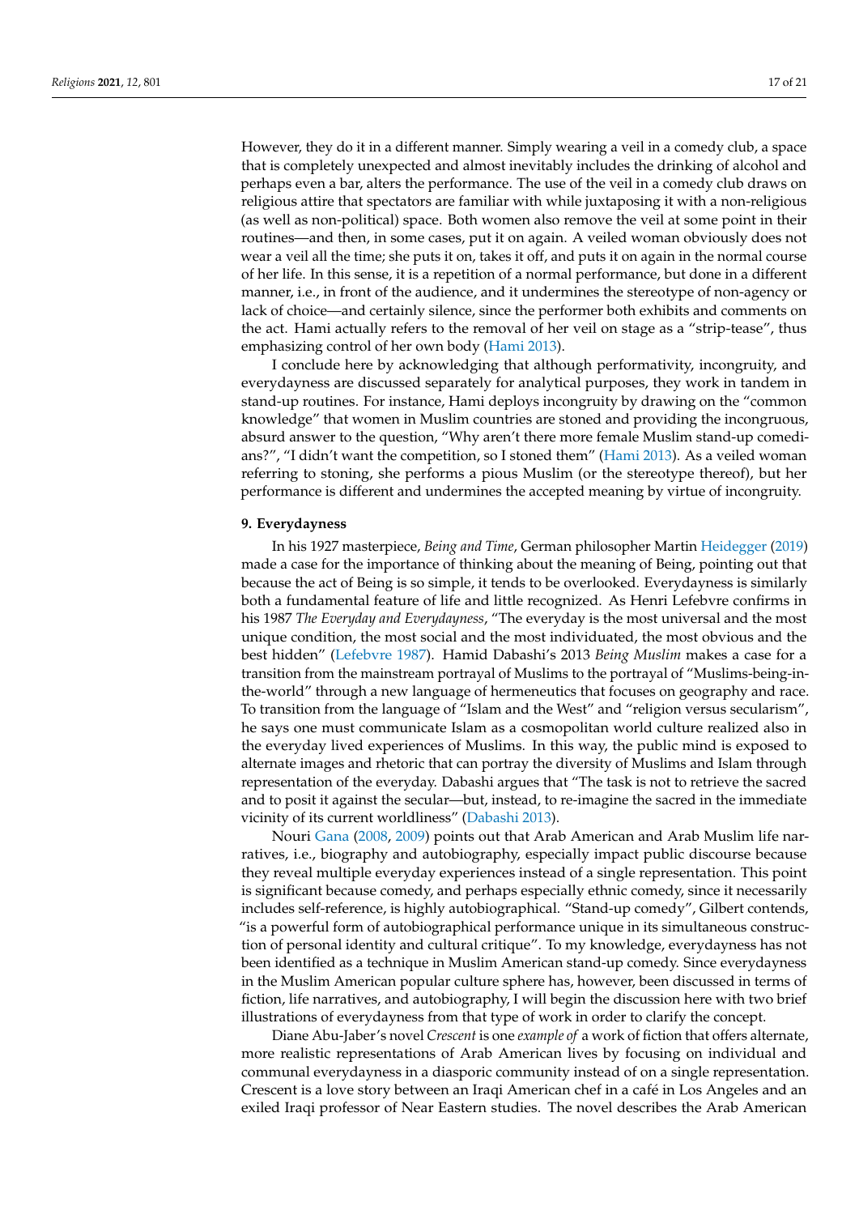However, they do it in a different manner. Simply wearing a veil in a comedy club, a space that is completely unexpected and almost inevitably includes the drinking of alcohol and perhaps even a bar, alters the performance. The use of the veil in a comedy club draws on religious attire that spectators are familiar with while juxtaposing it with a non-religious (as well as non-political) space. Both women also remove the veil at some point in their routines—and then, in some cases, put it on again. A veiled woman obviously does not wear a veil all the time; she puts it on, takes it off, and puts it on again in the normal course of her life. In this sense, it is a repetition of a normal performance, but done in a different manner, i.e., in front of the audience, and it undermines the stereotype of non-agency or lack of choice—and certainly silence, since the performer both exhibits and comments on the act. Hami actually refers to the removal of her veil on stage as a "strip-tease", thus emphasizing control of her own body (Hami 2013).

I conclude here by acknowledging that although performativity, incongruity, and everydayness are discussed separately for analytical purposes, they work in tandem in stand-up routines. For instance, Hami deploys incongruity by drawing on the "common knowledge" that women in Muslim countries are stoned and providing the incongruous, absurd answer to the question, "Why aren't there more female Muslim stand-up comedians?", "I didn't want the competition, so I stoned them" (Hami 2013). As a veiled woman referring to stoning, she performs a pious Muslim (or the stereotype thereof), but her performance is different and undermines the accepted meaning by virtue of incongruity.

## 9. Everydayness

In his 1927 masterpiece, *Being and Time*, German philosopher Martin Heidegger (2019) made a case for the importance of thinking about the meaning of Being, pointing out that because the act of Being is so simple, it tends to be overlooked. Everydayness is similarly both a fundamental feature of life and little recognized. As Henri Lefebvre confirms in his 1987 *The Everyday and Everydayness*, "The everyday is the most universal and the most unique condition, the most social and the most individuated, the most obvious and the best hidden" (Lefebvre 1987). Hamid Dabashi's 2013 *Being Muslim* makes a case for a transition from the mainstream portrayal of Muslims to the portrayal of "Muslims-being-in-the-world" through a new language of hermeneutics that focuses on geography and race. To transition from the language of "Islam and the West" and "religion versus secularism", he says one must communicate Islam as a cosmopolitan world culture realized also in the everyday lived experiences of Muslims. In this way, the public mind is exposed to alternate images and rhetoric that can portray the diversity of Muslims and Islam through representation of the everyday. Dabashi argues that "The task is not to retrieve the sacred and to posit it against the secular—but, instead, to re-imagine the sacred in the immediate vicinity of its current worldliness" (Dabashi 2013).

Nouri Gana (2008, 2009) points out that Arab American and Arab Muslim life narratives, i.e., biography and autobiography, especially impact public discourse because they reveal multiple everyday experiences instead of a single representation. This point is significant because comedy, and perhaps especially ethnic comedy, since it necessarily includes self-reference, is highly autobiographical. "Stand-up comedy", Gilbert contends, "is a powerful form of autobiographical performance unique in its simultaneous construction of personal identity and cultural critique". To my knowledge, everydayness has not been identified as a technique in Muslim American stand-up comedy. Since everydayness in the Muslim American popular culture sphere has, however, been discussed in terms of fiction, life narratives, and autobiography, I will begin the discussion here with two brief illustrations of everydayness from that type of work in order to clarify the concept.

Diane Abu-Jaber's novel *Crescent* is one *example of* a work of fiction that offers alternate, more realistic representations of Arab American lives by focusing on individual and communal everydayness in a diasporic community instead of on a single representation. Crescent is a love story between an Iraqi American chef in a café in Los Angeles and an exiled Iraqi professor of Near Eastern studies. The novel describes the Arab American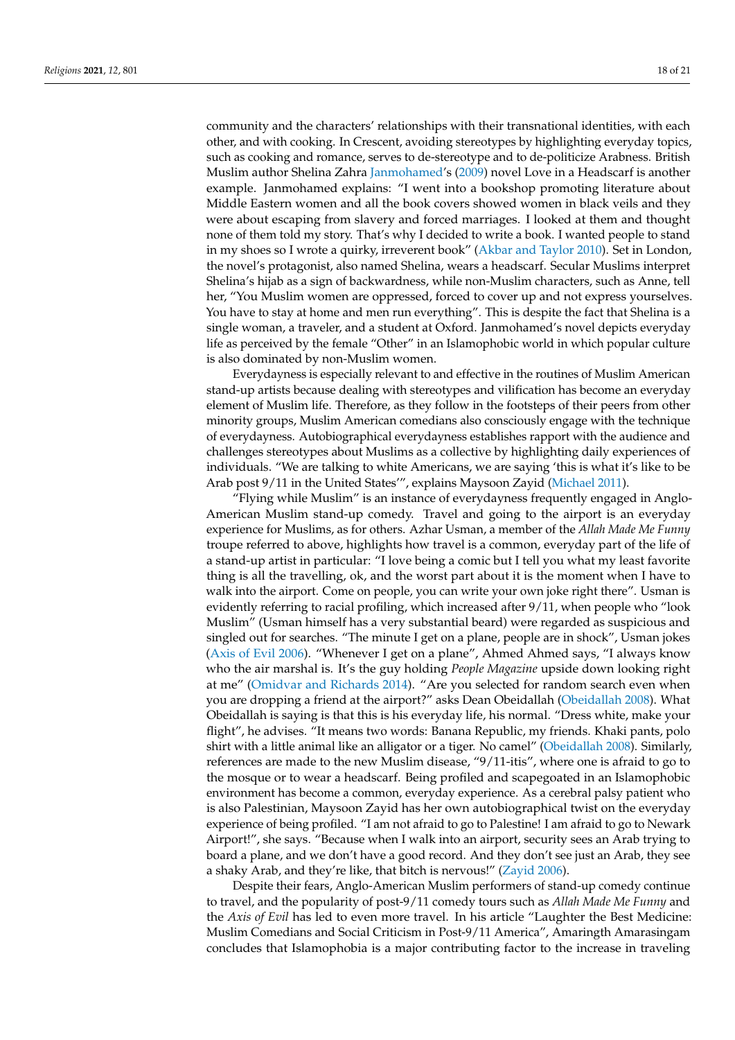community and the characters' relationships with their transnational identities, with each other, and with cooking. In Crescent, avoiding stereotypes by highlighting everyday topics, such as cooking and romance, serves to de-stereotype and to de-politicize Arabness. British Muslim author Shelina Zahra Janmohamed's (2009) novel Love in a Headscarf is another example. Janmohamed explains: "I went into a bookshop promoting literature about Middle Eastern women and all the book covers showed women in black veils and they were about escaping from slavery and forced marriages. I looked at them and thought none of them told my story. That's why I decided to write a book. I wanted people to stand in my shoes so I wrote a quirky, irreverent book" (Akbar and Taylor 2010). Set in London, the novel's protagonist, also named Shelina, wears a headscarf. Secular Muslims interpret Shelina's hijab as a sign of backwardness, while non-Muslim characters, such as Anne, tell her, "You Muslim women are oppressed, forced to cover up and not express yourselves. You have to stay at home and men run everything". This is despite the fact that Shelina is a single woman, a traveler, and a student at Oxford. Janmohamed's novel depicts everyday life as perceived by the female "Other" in an Islamophobic world in which popular culture is also dominated by non-Muslim women.

Everydayness is especially relevant to and effective in the routines of Muslim American stand-up artists because dealing with stereotypes and vilification has become an everyday element of Muslim life. Therefore, as they follow in the footsteps of their peers from other minority groups, Muslim American comedians also consciously engage with the technique of everydayness. Autobiographical everydayness establishes rapport with the audience and challenges stereotypes about Muslims as a collective by highlighting daily experiences of individuals. "We are talking to white Americans, we are saying 'this is what it's like to be Arab post 9/11 in the United States'", explains Maysoon Zayid (Michael 2011).

"Flying while Muslim" is an instance of everydayness frequently engaged in Anglo-American Muslim stand-up comedy. Travel and going to the airport is an everyday experience for Muslims, as for others. Azhar Usman, a member of the *Allah Made Me Funny* troupe referred to above, highlights how travel is a common, everyday part of the life of a stand-up artist in particular: "I love being a comic but I tell you what my least favorite thing is all the travelling, ok, and the worst part about it is the moment when I have to walk into the airport. Come on people, you can write your own joke right there". Usman is evidently referring to racial profiling, which increased after 9/11, when people who "look Muslim" (Usman himself has a very substantial beard) were regarded as suspicious and singled out for searches. "The minute I get on a plane, people are in shock", Usman jokes (Axis of Evil 2006). "Whenever I get on a plane", Ahmed Ahmed says, "I always know who the air marshal is. It's the guy holding *People Magazine* upside down looking right at me" (Omidvar and Richards 2014). "Are you selected for random search even when you are dropping a friend at the airport?" asks Dean Obeidallah (Obeidallah 2008). What Obeidallah is saying is that this is his everyday life, his normal. "Dress white, make your flight", he advises. "It means two words: Banana Republic, my friends. Khaki pants, polo shirt with a little animal like an alligator or a tiger. No camel" (Obeidallah 2008). Similarly, references are made to the new Muslim disease, "9/11-itis", where one is afraid to go to the mosque or to wear a headscarf. Being profiled and scapegoated in an Islamophobic environment has become a common, everyday experience. As a cerebral palsy patient who is also Palestinian, Maysoon Zayid has her own autobiographical twist on the everyday experience of being profiled. "I am not afraid to go to Palestine! I am afraid to go to Newark Airport!", she says. "Because when I walk into an airport, security sees an Arab trying to board a plane, and we don't have a good record. And they don't see just an Arab, they see a shaky Arab, and they're like, that bitch is nervous!" (Zayid 2006).

Despite their fears, Anglo-American Muslim performers of stand-up comedy continue to travel, and the popularity of post-9/11 comedy tours such as *Allah Made Me Funny* and the *Axis of Evil* has led to even more travel. In his article "Laughter the Best Medicine: Muslim Comedians and Social Criticism in Post-9/11 America", Amaringth Amarasingam concludes that Islamophobia is a major contributing factor to the increase in traveling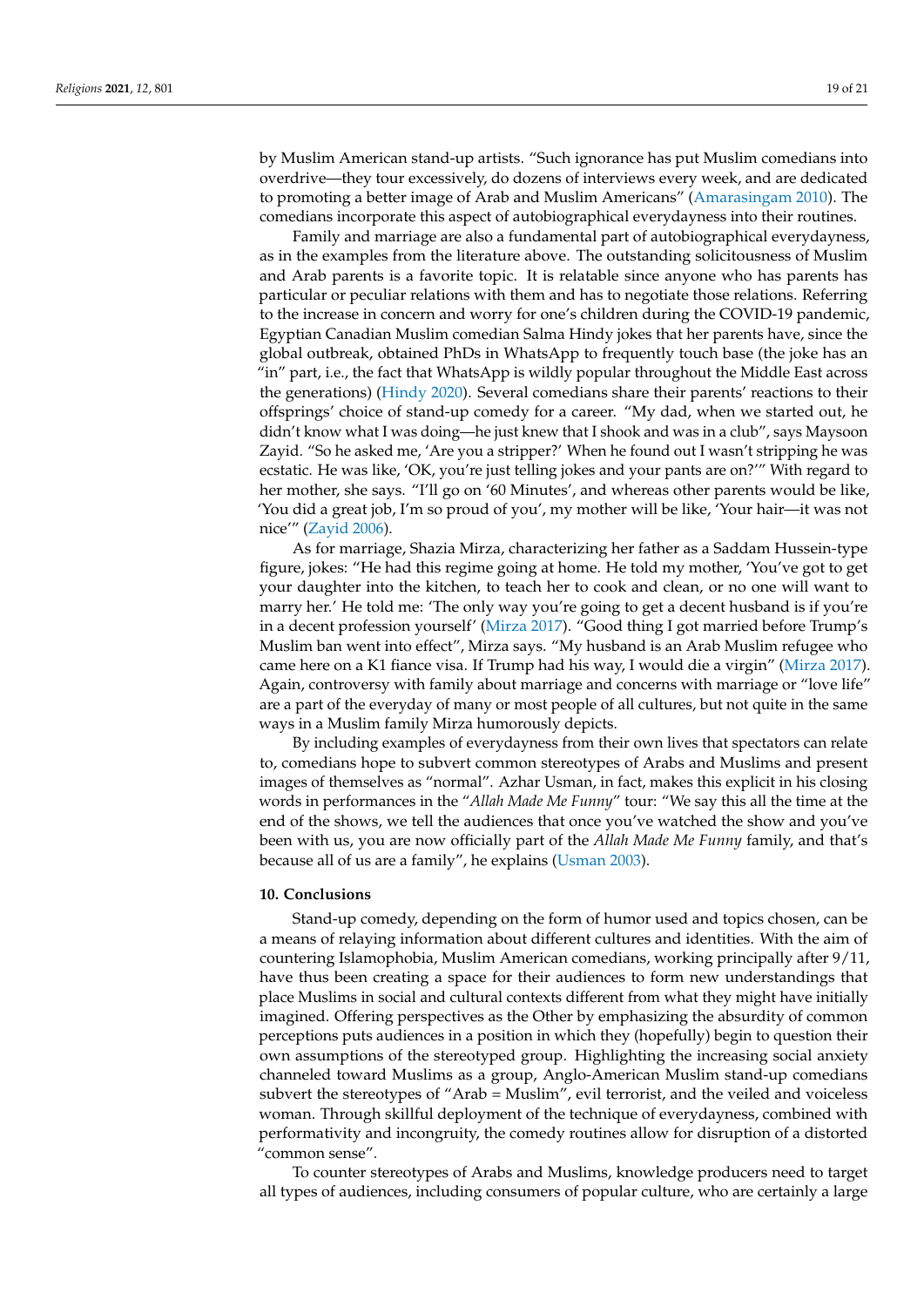by Muslim American stand-up artists. "Such ignorance has put Muslim comedians into overdrive—they tour excessively, do dozens of interviews every week, and are dedicated to promoting a better image of Arab and Muslim Americans" (Amarasingam 2010). The comedians incorporate this aspect of autobiographical everydayness into their routines.

Family and marriage are also a fundamental part of autobiographical everydayness, as in the examples from the literature above. The outstanding solicitousness of Muslim and Arab parents is a favorite topic. It is relatable since anyone who has parents has particular or peculiar relations with them and has to negotiate those relations. Referring to the increase in concern and worry for one's children during the COVID-19 pandemic, Egyptian Canadian Muslim comedian Salma Hindy jokes that her parents have, since the global outbreak, obtained PhDs in WhatsApp to frequently touch base (the joke has an "in" part, i.e., the fact that WhatsApp is wildly popular throughout the Middle East across the generations) (Hindy 2020). Several comedians share their parents' reactions to their offsprings' choice of stand-up comedy for a career. "My dad, when we started out, he didn't know what I was doing—he just knew that I shook and was in a club", says Maysoon Zayid. "So he asked me, 'Are you a stripper?' When he found out I wasn't stripping he was ecstatic. He was like, 'OK, you're just telling jokes and your pants are on?'" With regard to her mother, she says. "I'll go on '60 Minutes', and whereas other parents would be like, 'You did a great job, I'm so proud of you', my mother will be like, 'Your hair—it was not nice'" (Zayid 2006).

As for marriage, Shazia Mirza, characterizing her father as a Saddam Hussein-type figure, jokes: "He had this regime going at home. He told my mother, 'You've got to get your daughter into the kitchen, to teach her to cook and clean, or no one will want to marry her.' He told me: 'The only way you're going to get a decent husband is if you're in a decent profession yourself' (Mirza 2017). "Good thing I got married before Trump's Muslim ban went into effect", Mirza says. "My husband is an Arab Muslim refugee who came here on a K1 fiance visa. If Trump had his way, I would die a virgin" (Mirza 2017). Again, controversy with family about marriage and concerns with marriage or "love life" are a part of the everyday of many or most people of all cultures, but not quite in the same ways in a Muslim family Mirza humorously depicts.

By including examples of everydayness from their own lives that spectators can relate to, comedians hope to subvert common stereotypes of Arabs and Muslims and present images of themselves as "normal". Azhar Usman, in fact, makes this explicit in his closing words in performances in the "*Allah Made Me Funny*" tour: "We say this all the time at the end of the shows, we tell the audiences that once you've watched the show and you've been with us, you are now officially part of the *Allah Made Me Funny* family, and that's because all of us are a family", he explains (Usman 2003).

## 10. Conclusions

Stand-up comedy, depending on the form of humor used and topics chosen, can be a means of relaying information about different cultures and identities. With the aim of countering Islamophobia, Muslim American comedians, working principally after 9/11, have thus been creating a space for their audiences to form new understandings that place Muslims in social and cultural contexts different from what they might have initially imagined. Offering perspectives as the Other by emphasizing the absurdity of common perceptions puts audiences in a position in which they (hopefully) begin to question their own assumptions of the stereotyped group. Highlighting the increasing social anxiety channeled toward Muslims as a group, Anglo-American Muslim stand-up comedians subvert the stereotypes of "Arab = Muslim", evil terrorist, and the veiled and voiceless woman. Through skillful deployment of the technique of everydayness, combined with performativity and incongruity, the comedy routines allow for disruption of a distorted "common sense".

To counter stereotypes of Arabs and Muslims, knowledge producers need to target all types of audiences, including consumers of popular culture, who are certainly a large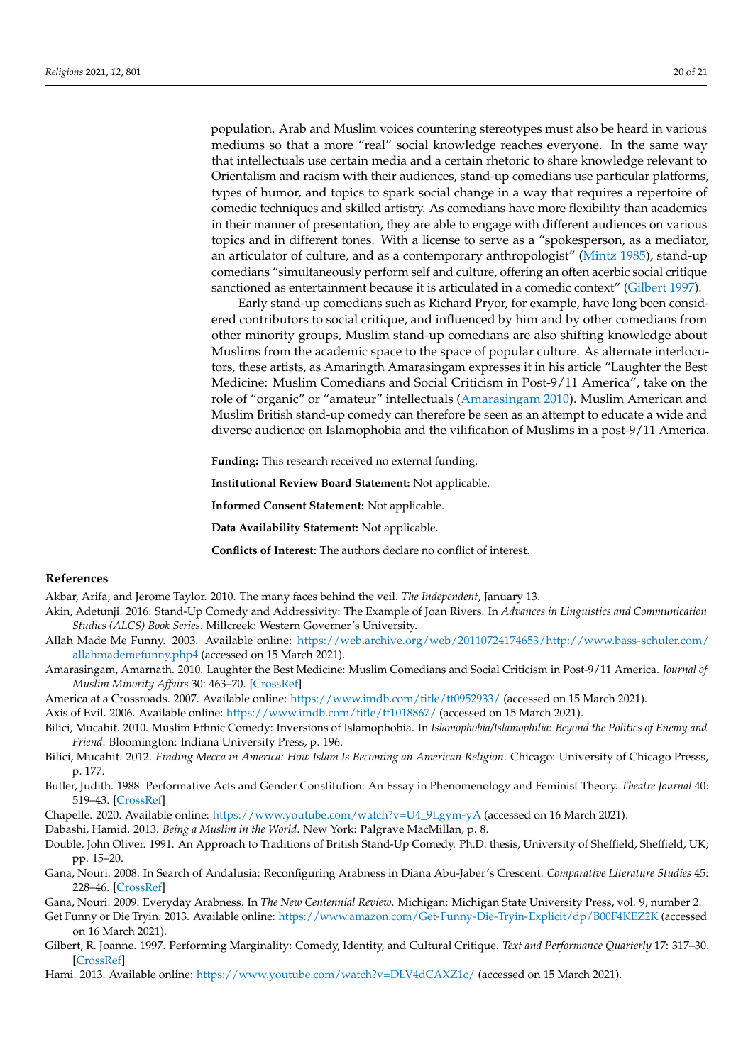population. Arab and Muslim voices countering stereotypes must also be heard in various mediums so that a more "real" social knowledge reaches everyone. In the same way that intellectuals use certain media and a certain rhetoric to share knowledge relevant to Orientalism and racism with their audiences, stand-up comedians use particular platforms, types of humor, and topics to spark social change in a way that requires a repertoire of comedic techniques and skilled artistry. As comedians have more flexibility than academics in their manner of presentation, they are able to engage with different audiences on various topics and in different tones. With a license to serve as a "spokesperson, as a mediator, an articulator of culture, and as a contemporary anthropologist" (Mintz 1985), stand-up comedians "simultaneously perform self and culture, offering an often acerbic social critique sanctioned as entertainment because it is articulated in a comedic context" (Gilbert 1997).

Early stand-up comedians such as Richard Pryor, for example, have long been considered contributors to social critique, and influenced by him and by other comedians from other minority groups, Muslim stand-up comedians are also shifting knowledge about Muslims from the academic space to the space of popular culture. As alternate interlocutors, these artists, as Amaringth Amarasingam expresses it in his article "Laughter the Best Medicine: Muslim Comedians and Social Criticism in Post-9/11 America", take on the role of "organic" or "amateur" intellectuals (Amarasingam 2010). Muslim American and Muslim British stand-up comedy can therefore be seen as an attempt to educate a wide and diverse audience on Islamophobia and the vilification of Muslims in a post-9/11 America.

**Funding:** This research received no external funding.

**Institutional Review Board Statement:** Not applicable.

**Informed Consent Statement:** Not applicable.

**Data Availability Statement:** Not applicable.

**Conflicts of Interest:** The authors declare no conflict of interest.

## References

Akbar, Arifa, and Jerome Taylor. 2010. The many faces behind the veil. *The Independent*, January 13.

Akin, Adetunji. 2016. Stand-Up Comedy and Addressivity: The Example of Joan Rivers. In *Advances in Linguistics and Communication Studies (ALCS) Book Series*. Millcreek: Western Governer's University.

Allah Made Me Funny. 2003. Available online: https://web.archive.org/web/20110724174653/http://www.bass-schuler.com/allahmademefunny.php4 (accessed on 15 March 2021).

Amarasingam, Amarnath. 2010. Laughter the Best Medicine: Muslim Comedians and Social Criticism in Post-9/11 America. *Journal of Muslim Minority Affairs* 30: 463–70. [CrossRef]

America at a Crossroads. 2007. Available online: https://www.imdb.com/title/tt0952933/ (accessed on 15 March 2021).

Axis of Evil. 2006. Available online: https://www.imdb.com/title/tt1018867/ (accessed on 15 March 2021).

Bilici, Mucahit. 2010. Muslim Ethnic Comedy: Inversions of Islamophobia. In *Islamophobia/Islamophilia: Beyond the Politics of Enemy and Friend*. Bloomington: Indiana University Press, p. 196.

Bilici, Mucahit. 2012. *Finding Mecca in America: How Islam Is Becoming an American Religion*. Chicago: University of Chicago Presss, p. 177.

Butler, Judith. 1988. Performative Acts and Gender Constitution: An Essay in Phenomenology and Feminist Theory. *Theatre Journal* 40: 519–43. [CrossRef]

Chapelle. 2020. Available online: https://www.youtube.com/watch?v=U4_9Lgym-yA (accessed on 16 March 2021).

Dabashi, Hamid. 2013. *Being a Muslim in the World*. New York: Palgrave MacMillan, p. 8.

Double, John Oliver. 1991. An Approach to Traditions of British Stand-Up Comedy. Ph.D. thesis, University of Sheffield, Sheffield, UK; pp. 15–20.

Gana, Nouri. 2008. In Search of Andalusia: Reconfiguring Arabness in Diana Abu-Jaber's Crescent. *Comparative Literature Studies* 45: 228–46. [CrossRef]

Gana, Nouri. 2009. Everyday Arabness. In *The New Centennial Review*. Michigan: Michigan State University Press, vol. 9, number 2.

Get Funny or Die Tryin. 2013. Available online: https://www.amazon.com/Get-Funny-Die-Tryin-Explicit/dp/B00F4KEZ2K (accessed on 16 March 2021).

Gilbert, R. Joanne. 1997. Performing Marginality: Comedy, Identity, and Cultural Critique. *Text and Performance Quarterly* 17: 317–30. [CrossRef]

Hami. 2013. Available online: https://www.youtube.com/watch?v=DLV4dCAXZ1c/ (accessed on 15 March 2021).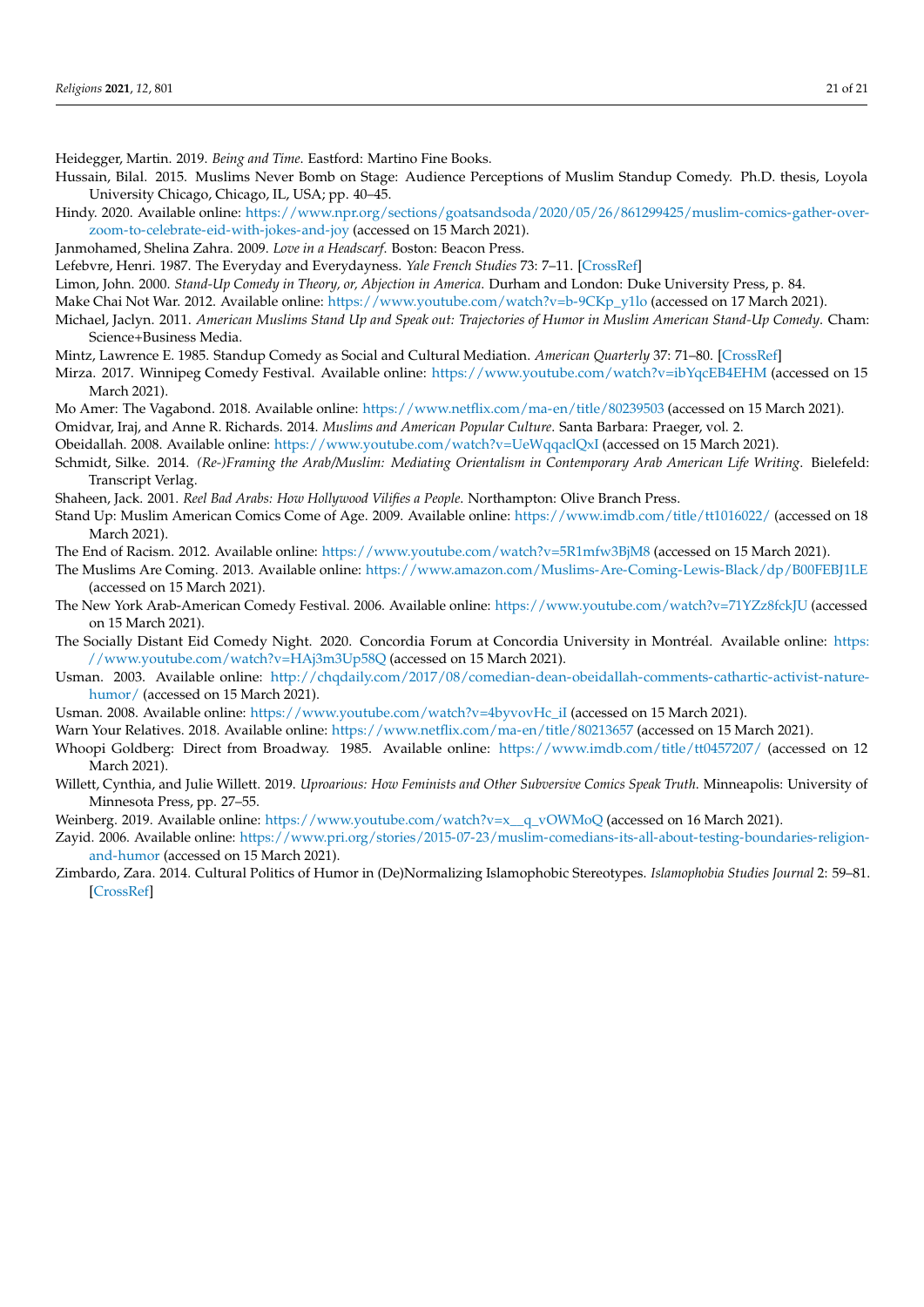Heidegger, Martin. 2019. *Being and Time*. Eastford: Martino Fine Books.

Hussain, Bilal. 2015. Muslims Never Bomb on Stage: Audience Perceptions of Muslim Standup Comedy. Ph.D. thesis, Loyola University Chicago, Chicago, IL, USA; pp. 40–45.

Hindy. 2020. Available online: https://www.npr.org/sections/goatsandsoda/2020/05/26/861299425/muslim-comics-gather-over-zoom-to-celebrate-eid-with-jokes-and-joy (accessed on 15 March 2021).

Janmohamed, Shelina Zahra. 2009. *Love in a Headscarf*. Boston: Beacon Press.

Lefebvre, Henri. 1987. The Everyday and Everydayness. *Yale French Studies* 73: 7–11. [CrossRef]

Limon, John. 2000. *Stand-Up Comedy in Theory, or, Abjection in America*. Durham and London: Duke University Press, p. 84.

Make Chai Not War. 2012. Available online: https://www.youtube.com/watch?v=b-9CKp_y1lo (accessed on 17 March 2021).

Michael, Jaclyn. 2011. *American Muslims Stand Up and Speak out: Trajectories of Humor in Muslim American Stand-Up Comedy*. Cham: Science+Business Media.

Mintz, Lawrence E. 1985. Standup Comedy as Social and Cultural Mediation. *American Quarterly* 37: 71–80. [CrossRef]

Mirza. 2017. Winnipeg Comedy Festival. Available online: https://www.youtube.com/watch?v=ibYqcEB4EHM (accessed on 15 March 2021).

Mo Amer: The Vagabond. 2018. Available online: https://www.netflix.com/ma-en/title/80239503 (accessed on 15 March 2021).

Omidvar, Iraj, and Anne R. Richards. 2014. *Muslims and American Popular Culture*. Santa Barbara: Praeger, vol. 2.

Obeidallah. 2008. Available online: https://www.youtube.com/watch?v=UeWqqaclQxI (accessed on 15 March 2021).

Schmidt, Silke. 2014. *(Re-)Framing the Arab/Muslim: Mediating Orientalism in Contemporary Arab American Life Writing*. Bielefeld: Transcript Verlag.

Shaheen, Jack. 2001. *Reel Bad Arabs: How Hollywood Vilifies a People*. Northampton: Olive Branch Press.

Stand Up: Muslim American Comics Come of Age. 2009. Available online: https://www.imdb.com/title/tt1016022/ (accessed on 18 March 2021).

The End of Racism. 2012. Available online: https://www.youtube.com/watch?v=5R1mfw3BjM8 (accessed on 15 March 2021).

The Muslims Are Coming. 2013. Available online: https://www.amazon.com/Muslims-Are-Coming-Lewis-Black/dp/B00FEBJ1LE (accessed on 15 March 2021).

The New York Arab-American Comedy Festival. 2006. Available online: https://www.youtube.com/watch?v=71YZz8fckJU (accessed on 15 March 2021).

The Socially Distant Eid Comedy Night. 2020. Concordia Forum at Concordia University in Montréal. Available online: https://www.youtube.com/watch?v=HAj3m3Up58Q (accessed on 15 March 2021).

Usman. 2003. Available online: http://chqdaily.com/2017/08/comedian-dean-obeidallah-comments-cathartic-activist-nature-humor/ (accessed on 15 March 2021).

Usman. 2008. Available online: https://www.youtube.com/watch?v=4byvovHc_iI (accessed on 15 March 2021).

Warn Your Relatives. 2018. Available online: https://www.netflix.com/ma-en/title/80213657 (accessed on 15 March 2021).

Whoopi Goldberg: Direct from Broadway. 1985. Available online: https://www.imdb.com/title/tt0457207/ (accessed on 12 March 2021).

Willett, Cynthia, and Julie Willett. 2019. *Uproarious: How Feminists and Other Subversive Comics Speak Truth*. Minneapolis: University of Minnesota Press, pp. 27–55.

Weinberg. 2019. Available online: https://www.youtube.com/watch?v=x__q_vOWMoQ (accessed on 16 March 2021).

Zayid. 2006. Available online: https://www.pri.org/stories/2015-07-23/muslim-comedians-its-all-about-testing-boundaries-religion-and-humor (accessed on 15 March 2021).

Zimbardo, Zara. 2014. Cultural Politics of Humor in (De)Normalizing Islamophobic Stereotypes. *Islamophobia Studies Journal* 2: 59–81. [CrossRef]